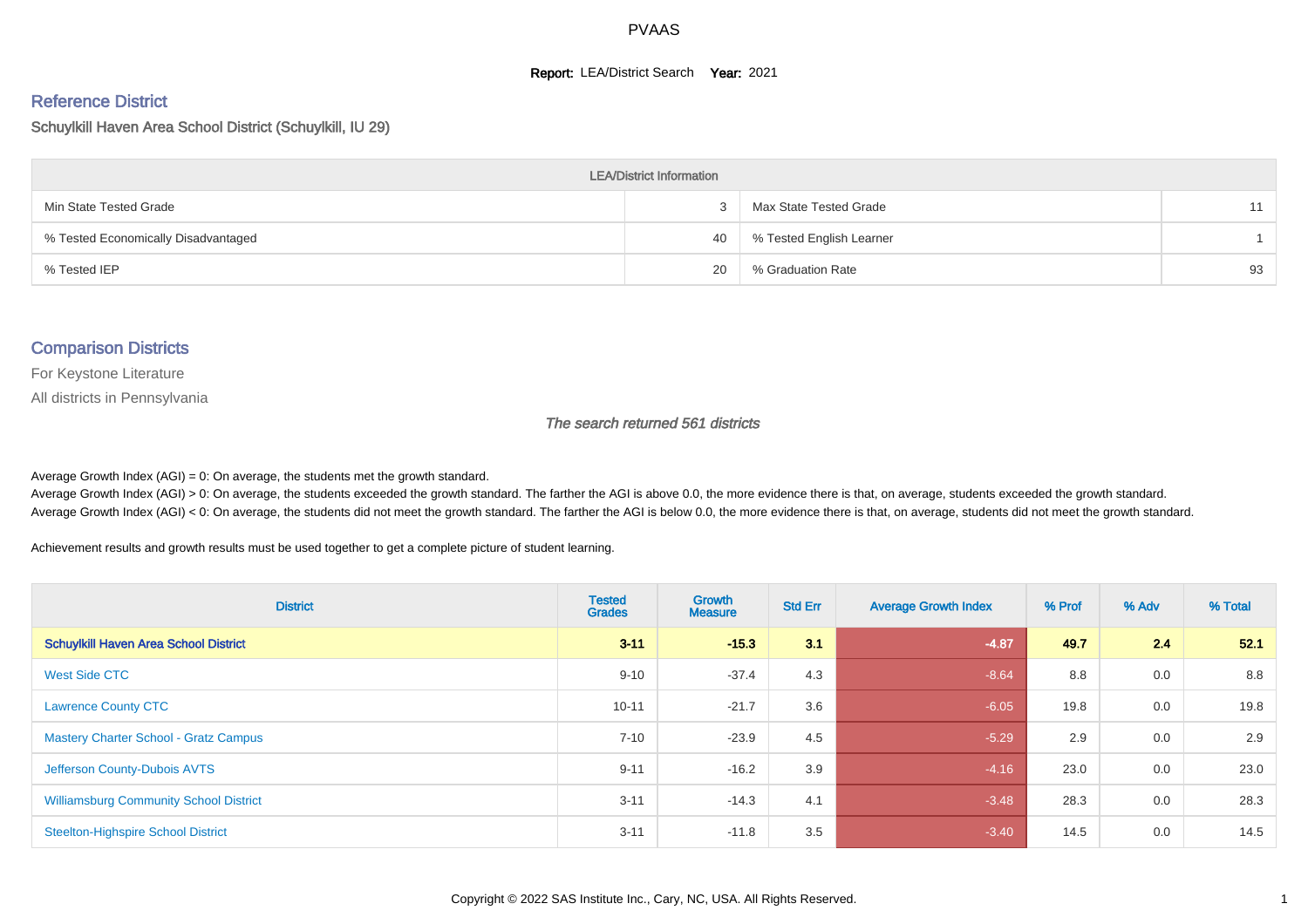# PVAAS

**Report:** LEA/District Search **Year:** 2021

## Reference District

Schuylkill Haven Area School District (Schuylkill, IU 29)

| LEA/District Information | | | |
|---|---|---|---|
| Min State Tested Grade | 3 | Max State Tested Grade | 11 |
| % Tested Economically Disadvantaged | 40 | % Tested English Learner | 1 |
| % Tested IEP | 20 | % Graduation Rate | 93 |

## Comparison Districts

For Keystone Literature

All districts in Pennsylvania

*The search returned 561 districts*

Average Growth Index (AGI) = 0: On average, the students met the growth standard.

Average Growth Index (AGI) > 0: On average, the students exceeded the growth standard. The farther the AGI is above 0.0, the more evidence there is that, on average, students exceeded the growth standard.

Average Growth Index (AGI) < 0: On average, the students did not meet the growth standard. The farther the AGI is below 0.0, the more evidence there is that, on average, students did not meet the growth standard.

Achievement results and growth results must be used together to get a complete picture of student learning.

| District | Tested Grades | Growth Measure | Std Err | Average Growth Index | % Prof | % Adv | % Total |
|---|---|---|---|---|---|---|---|
| **Schuylkill Haven Area School District** | **3-11** | **-15.3** | **3.1** | **-4.87** | **49.7** | **2.4** | **52.1** |
| West Side CTC | 9-10 | -37.4 | 4.3 | -8.64 | 8.8 | 0.0 | 8.8 |
| Lawrence County CTC | 10-11 | -21.7 | 3.6 | -6.05 | 19.8 | 0.0 | 19.8 |
| Mastery Charter School - Gratz Campus | 7-10 | -23.9 | 4.5 | -5.29 | 2.9 | 0.0 | 2.9 |
| Jefferson County-Dubois AVTS | 9-11 | -16.2 | 3.9 | -4.16 | 23.0 | 0.0 | 23.0 |
| Williamsburg Community School District | 3-11 | -14.3 | 4.1 | -3.48 | 28.3 | 0.0 | 28.3 |
| Steelton-Highspire School District | 3-11 | -11.8 | 3.5 | -3.40 | 14.5 | 0.0 | 14.5 |

Copyright © 2022 SAS Institute Inc., Cary, NC, USA. All Rights Reserved.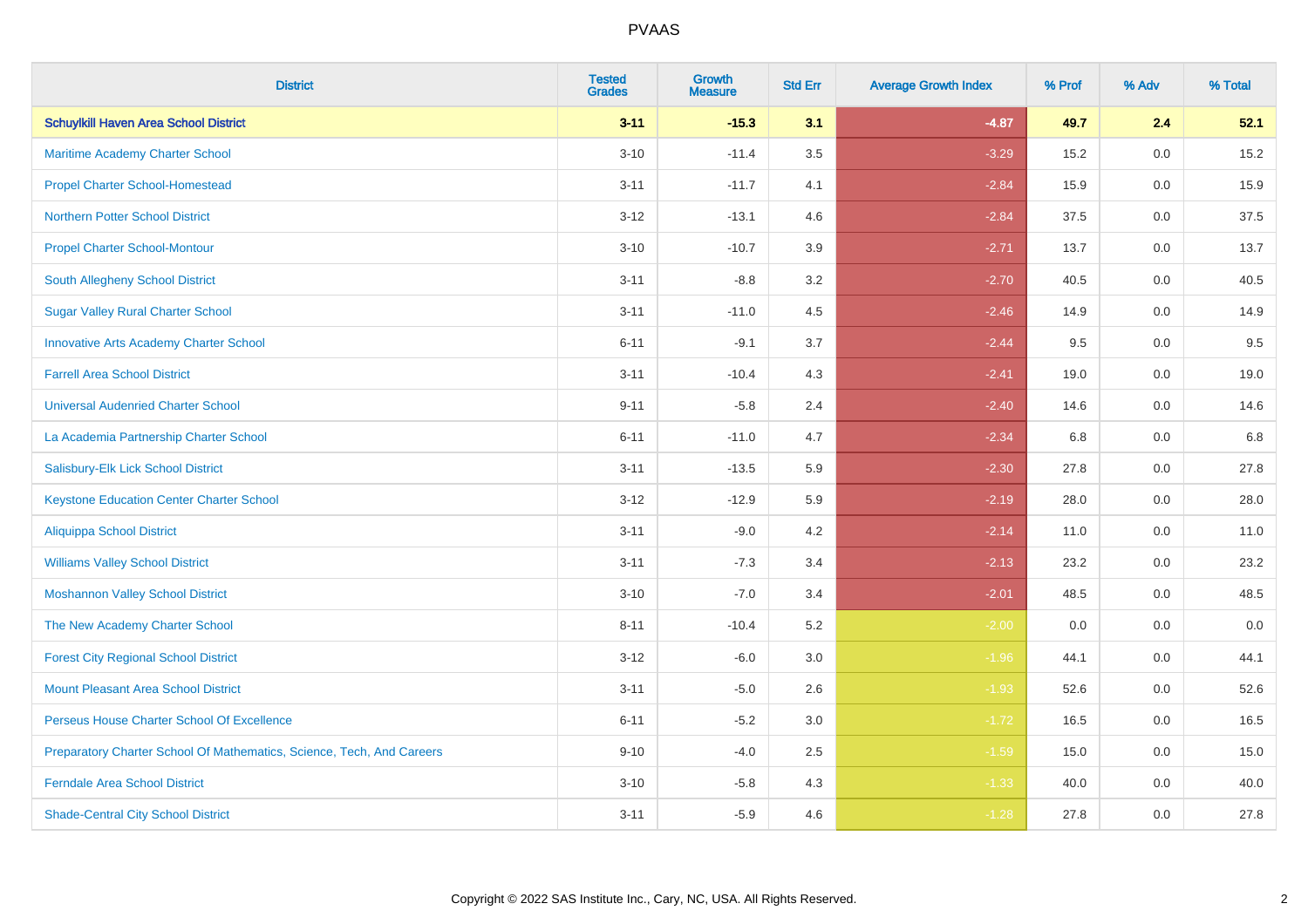# PVAAS

| District | Tested Grades | Growth Measure | Std Err | Average Growth Index | % Prof | % Adv | % Total |
|---|---|---|---|---|---|---|---|
| **Schuylkill Haven Area School District** | **3-11** | **-15.3** | **3.1** | **-4.87** | **49.7** | **2.4** | **52.1** |
| Maritime Academy Charter School | 3-10 | -11.4 | 3.5 | -3.29 | 15.2 | 0.0 | 15.2 |
| Propel Charter School-Homestead | 3-11 | -11.7 | 4.1 | -2.84 | 15.9 | 0.0 | 15.9 |
| Northern Potter School District | 3-12 | -13.1 | 4.6 | -2.84 | 37.5 | 0.0 | 37.5 |
| Propel Charter School-Montour | 3-10 | -10.7 | 3.9 | -2.71 | 13.7 | 0.0 | 13.7 |
| South Allegheny School District | 3-11 | -8.8 | 3.2 | -2.70 | 40.5 | 0.0 | 40.5 |
| Sugar Valley Rural Charter School | 3-11 | -11.0 | 4.5 | -2.46 | 14.9 | 0.0 | 14.9 |
| Innovative Arts Academy Charter School | 6-11 | -9.1 | 3.7 | -2.44 | 9.5 | 0.0 | 9.5 |
| Farrell Area School District | 3-11 | -10.4 | 4.3 | -2.41 | 19.0 | 0.0 | 19.0 |
| Universal Audenried Charter School | 9-11 | -5.8 | 2.4 | -2.40 | 14.6 | 0.0 | 14.6 |
| La Academia Partnership Charter School | 6-11 | -11.0 | 4.7 | -2.34 | 6.8 | 0.0 | 6.8 |
| Salisbury-Elk Lick School District | 3-11 | -13.5 | 5.9 | -2.30 | 27.8 | 0.0 | 27.8 |
| Keystone Education Center Charter School | 3-12 | -12.9 | 5.9 | -2.19 | 28.0 | 0.0 | 28.0 |
| Aliquippa School District | 3-11 | -9.0 | 4.2 | -2.14 | 11.0 | 0.0 | 11.0 |
| Williams Valley School District | 3-11 | -7.3 | 3.4 | -2.13 | 23.2 | 0.0 | 23.2 |
| Moshannon Valley School District | 3-10 | -7.0 | 3.4 | -2.01 | 48.5 | 0.0 | 48.5 |
| The New Academy Charter School | 8-11 | -10.4 | 5.2 | -2.00 | 0.0 | 0.0 | 0.0 |
| Forest City Regional School District | 3-12 | -6.0 | 3.0 | -1.96 | 44.1 | 0.0 | 44.1 |
| Mount Pleasant Area School District | 3-11 | -5.0 | 2.6 | -1.93 | 52.6 | 0.0 | 52.6 |
| Perseus House Charter School Of Excellence | 6-11 | -5.2 | 3.0 | -1.72 | 16.5 | 0.0 | 16.5 |
| Preparatory Charter School Of Mathematics, Science, Tech, And Careers | 9-10 | -4.0 | 2.5 | -1.59 | 15.0 | 0.0 | 15.0 |
| Ferndale Area School District | 3-10 | -5.8 | 4.3 | -1.33 | 40.0 | 0.0 | 40.0 |
| Shade-Central City School District | 3-11 | -5.9 | 4.6 | -1.28 | 27.8 | 0.0 | 27.8 |

Copyright © 2022 SAS Institute Inc., Cary, NC, USA. All Rights Reserved.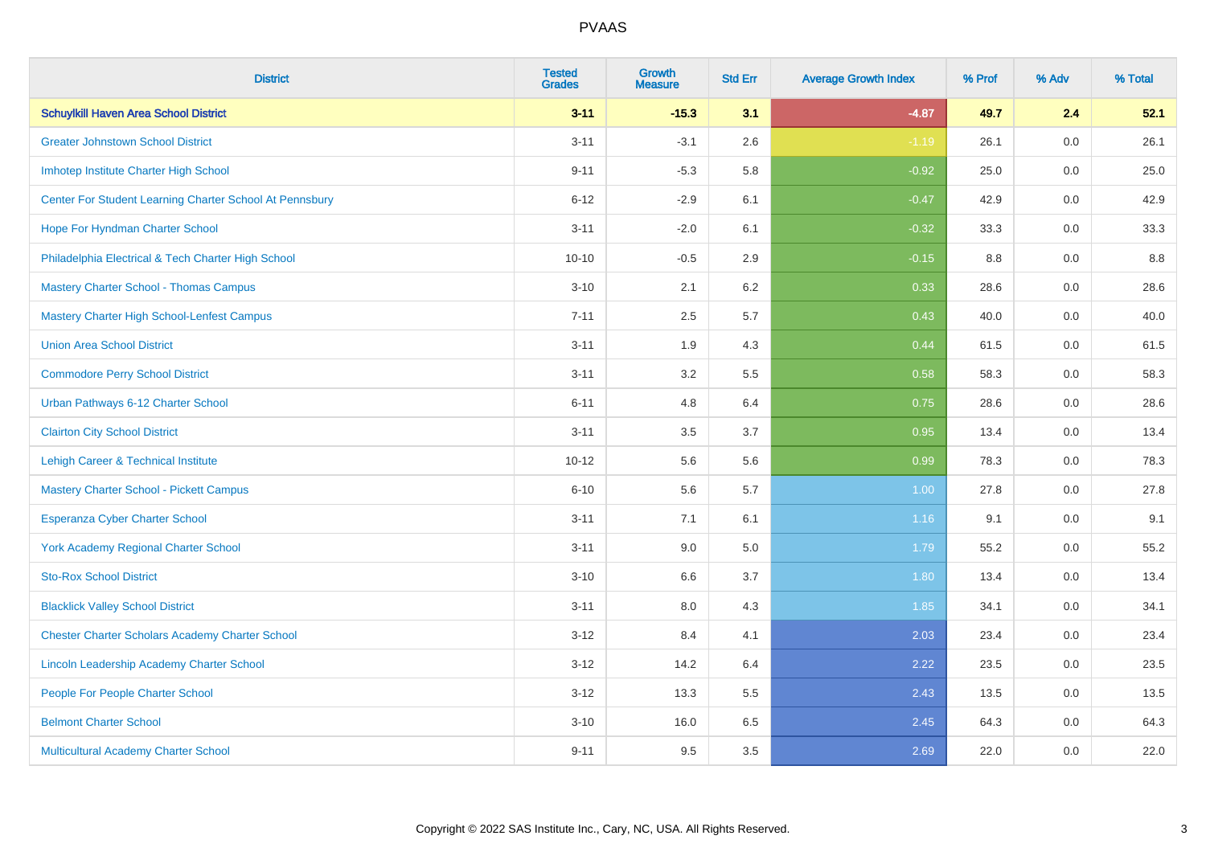# PVAAS

| District | Tested Grades | Growth Measure | Std Err | Average Growth Index | % Prof | % Adv | % Total |
|---|---|---|---|---|---|---|---|
| **Schuylkill Haven Area School District** | **3-11** | **-15.3** | **3.1** | **-4.87** | **49.7** | **2.4** | **52.1** |
| Greater Johnstown School District | 3-11 | -3.1 | 2.6 | -1.19 | 26.1 | 0.0 | 26.1 |
| Imhotep Institute Charter High School | 9-11 | -5.3 | 5.8 | -0.92 | 25.0 | 0.0 | 25.0 |
| Center For Student Learning Charter School At Pennsbury | 6-12 | -2.9 | 6.1 | -0.47 | 42.9 | 0.0 | 42.9 |
| Hope For Hyndman Charter School | 3-11 | -2.0 | 6.1 | -0.32 | 33.3 | 0.0 | 33.3 |
| Philadelphia Electrical & Tech Charter High School | 10-10 | -0.5 | 2.9 | -0.15 | 8.8 | 0.0 | 8.8 |
| Mastery Charter School - Thomas Campus | 3-10 | 2.1 | 6.2 | 0.33 | 28.6 | 0.0 | 28.6 |
| Mastery Charter High School-Lenfest Campus | 7-11 | 2.5 | 5.7 | 0.43 | 40.0 | 0.0 | 40.0 |
| Union Area School District | 3-11 | 1.9 | 4.3 | 0.44 | 61.5 | 0.0 | 61.5 |
| Commodore Perry School District | 3-11 | 3.2 | 5.5 | 0.58 | 58.3 | 0.0 | 58.3 |
| Urban Pathways 6-12 Charter School | 6-11 | 4.8 | 6.4 | 0.75 | 28.6 | 0.0 | 28.6 |
| Clairton City School District | 3-11 | 3.5 | 3.7 | 0.95 | 13.4 | 0.0 | 13.4 |
| Lehigh Career & Technical Institute | 10-12 | 5.6 | 5.6 | 0.99 | 78.3 | 0.0 | 78.3 |
| Mastery Charter School - Pickett Campus | 6-10 | 5.6 | 5.7 | 1.00 | 27.8 | 0.0 | 27.8 |
| Esperanza Cyber Charter School | 3-11 | 7.1 | 6.1 | 1.16 | 9.1 | 0.0 | 9.1 |
| York Academy Regional Charter School | 3-11 | 9.0 | 5.0 | 1.79 | 55.2 | 0.0 | 55.2 |
| Sto-Rox School District | 3-10 | 6.6 | 3.7 | 1.80 | 13.4 | 0.0 | 13.4 |
| Blacklick Valley School District | 3-11 | 8.0 | 4.3 | 1.85 | 34.1 | 0.0 | 34.1 |
| Chester Charter Scholars Academy Charter School | 3-12 | 8.4 | 4.1 | 2.03 | 23.4 | 0.0 | 23.4 |
| Lincoln Leadership Academy Charter School | 3-12 | 14.2 | 6.4 | 2.22 | 23.5 | 0.0 | 23.5 |
| People For People Charter School | 3-12 | 13.3 | 5.5 | 2.43 | 13.5 | 0.0 | 13.5 |
| Belmont Charter School | 3-10 | 16.0 | 6.5 | 2.45 | 64.3 | 0.0 | 64.3 |
| Multicultural Academy Charter School | 9-11 | 9.5 | 3.5 | 2.69 | 22.0 | 0.0 | 22.0 |

Copyright © 2022 SAS Institute Inc., Cary, NC, USA. All Rights Reserved.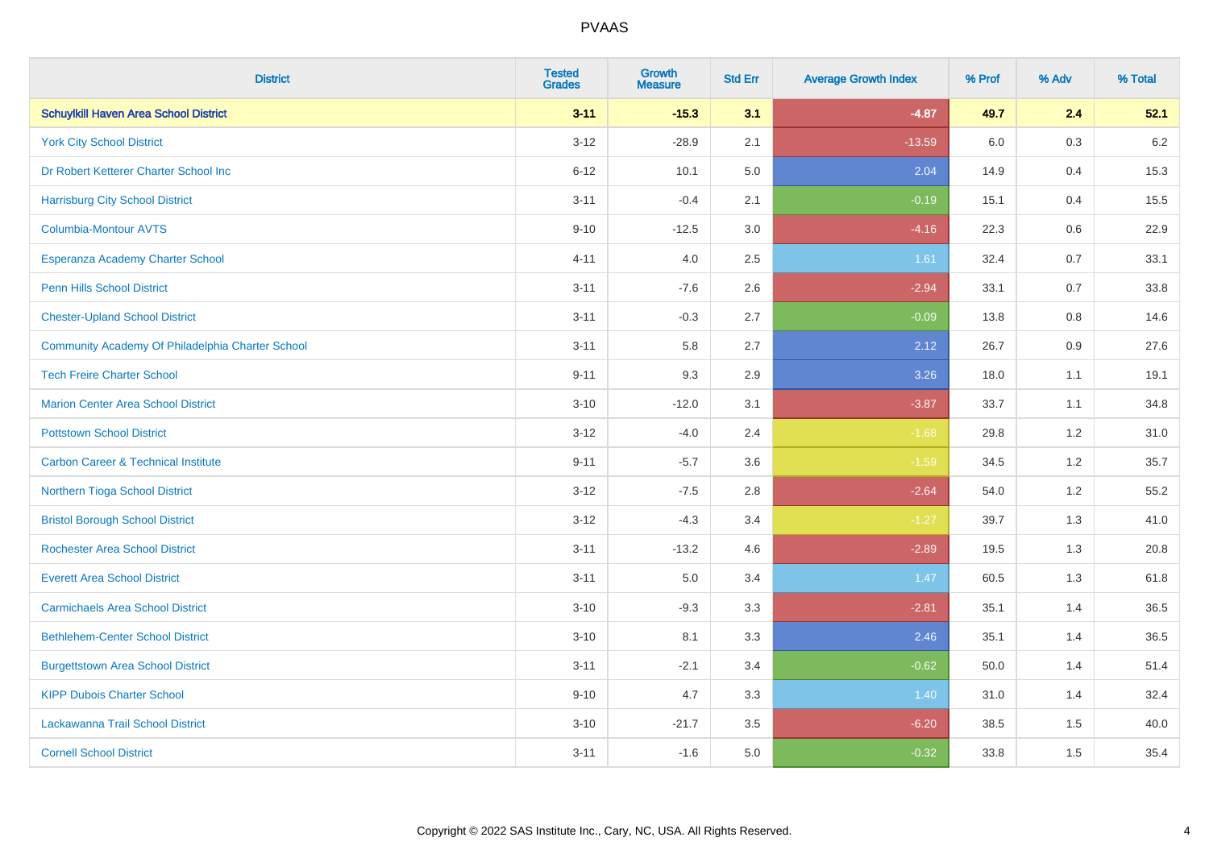| District | Tested Grades | Growth Measure | Std Err | Average Growth Index | % Prof | % Adv | % Total |
|---|---|---|---|---|---|---|---|
| **Schuylkill Haven Area School District** | **3-11** | **-15.3** | **3.1** | **-4.87** | **49.7** | **2.4** | **52.1** |
| York City School District | 3-12 | -28.9 | 2.1 | -13.59 | 6.0 | 0.3 | 6.2 |
| Dr Robert Ketterer Charter School Inc | 6-12 | 10.1 | 5.0 | 2.04 | 14.9 | 0.4 | 15.3 |
| Harrisburg City School District | 3-11 | -0.4 | 2.1 | -0.19 | 15.1 | 0.4 | 15.5 |
| Columbia-Montour AVTS | 9-10 | -12.5 | 3.0 | -4.16 | 22.3 | 0.6 | 22.9 |
| Esperanza Academy Charter School | 4-11 | 4.0 | 2.5 | 1.61 | 32.4 | 0.7 | 33.1 |
| Penn Hills School District | 3-11 | -7.6 | 2.6 | -2.94 | 33.1 | 0.7 | 33.8 |
| Chester-Upland School District | 3-11 | -0.3 | 2.7 | -0.09 | 13.8 | 0.8 | 14.6 |
| Community Academy Of Philadelphia Charter School | 3-11 | 5.8 | 2.7 | 2.12 | 26.7 | 0.9 | 27.6 |
| Tech Freire Charter School | 9-11 | 9.3 | 2.9 | 3.26 | 18.0 | 1.1 | 19.1 |
| Marion Center Area School District | 3-10 | -12.0 | 3.1 | -3.87 | 33.7 | 1.1 | 34.8 |
| Pottstown School District | 3-12 | -4.0 | 2.4 | -1.68 | 29.8 | 1.2 | 31.0 |
| Carbon Career & Technical Institute | 9-11 | -5.7 | 3.6 | -1.59 | 34.5 | 1.2 | 35.7 |
| Northern Tioga School District | 3-12 | -7.5 | 2.8 | -2.64 | 54.0 | 1.2 | 55.2 |
| Bristol Borough School District | 3-12 | -4.3 | 3.4 | -1.27 | 39.7 | 1.3 | 41.0 |
| Rochester Area School District | 3-11 | -13.2 | 4.6 | -2.89 | 19.5 | 1.3 | 20.8 |
| Everett Area School District | 3-11 | 5.0 | 3.4 | 1.47 | 60.5 | 1.3 | 61.8 |
| Carmichaels Area School District | 3-10 | -9.3 | 3.3 | -2.81 | 35.1 | 1.4 | 36.5 |
| Bethlehem-Center School District | 3-10 | 8.1 | 3.3 | 2.46 | 35.1 | 1.4 | 36.5 |
| Burgettstown Area School District | 3-11 | -2.1 | 3.4 | -0.62 | 50.0 | 1.4 | 51.4 |
| KIPP Dubois Charter School | 9-10 | 4.7 | 3.3 | 1.40 | 31.0 | 1.4 | 32.4 |
| Lackawanna Trail School District | 3-10 | -21.7 | 3.5 | -6.20 | 38.5 | 1.5 | 40.0 |
| Cornell School District | 3-11 | -1.6 | 5.0 | -0.32 | 33.8 | 1.5 | 35.4 |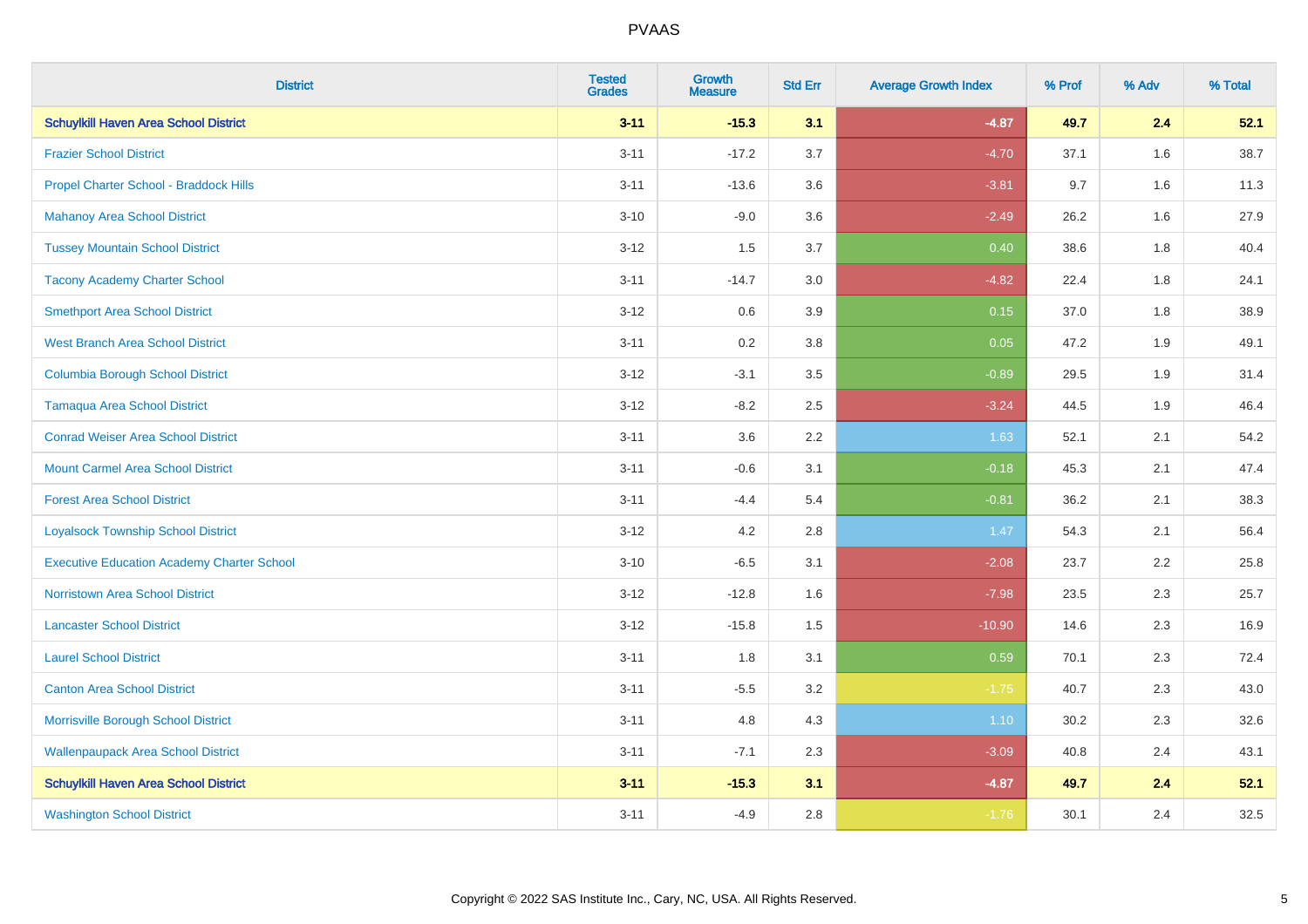# PVAAS

| District | Tested Grades | Growth Measure | Std Err | Average Growth Index | % Prof | % Adv | % Total |
|---|---|---|---|---|---|---|---|
| **Schuylkill Haven Area School District** | **3-11** | **-15.3** | **3.1** | **-4.87** | **49.7** | **2.4** | **52.1** |
| Frazier School District | 3-11 | -17.2 | 3.7 | -4.70 | 37.1 | 1.6 | 38.7 |
| Propel Charter School - Braddock Hills | 3-11 | -13.6 | 3.6 | -3.81 | 9.7 | 1.6 | 11.3 |
| Mahanoy Area School District | 3-10 | -9.0 | 3.6 | -2.49 | 26.2 | 1.6 | 27.9 |
| Tussey Mountain School District | 3-12 | 1.5 | 3.7 | 0.40 | 38.6 | 1.8 | 40.4 |
| Tacony Academy Charter School | 3-11 | -14.7 | 3.0 | -4.82 | 22.4 | 1.8 | 24.1 |
| Smethport Area School District | 3-12 | 0.6 | 3.9 | 0.15 | 37.0 | 1.8 | 38.9 |
| West Branch Area School District | 3-11 | 0.2 | 3.8 | 0.05 | 47.2 | 1.9 | 49.1 |
| Columbia Borough School District | 3-12 | -3.1 | 3.5 | -0.89 | 29.5 | 1.9 | 31.4 |
| Tamaqua Area School District | 3-12 | -8.2 | 2.5 | -3.24 | 44.5 | 1.9 | 46.4 |
| Conrad Weiser Area School District | 3-11 | 3.6 | 2.2 | 1.63 | 52.1 | 2.1 | 54.2 |
| Mount Carmel Area School District | 3-11 | -0.6 | 3.1 | -0.18 | 45.3 | 2.1 | 47.4 |
| Forest Area School District | 3-11 | -4.4 | 5.4 | -0.81 | 36.2 | 2.1 | 38.3 |
| Loyalsock Township School District | 3-12 | 4.2 | 2.8 | 1.47 | 54.3 | 2.1 | 56.4 |
| Executive Education Academy Charter School | 3-10 | -6.5 | 3.1 | -2.08 | 23.7 | 2.2 | 25.8 |
| Norristown Area School District | 3-12 | -12.8 | 1.6 | -7.98 | 23.5 | 2.3 | 25.7 |
| Lancaster School District | 3-12 | -15.8 | 1.5 | -10.90 | 14.6 | 2.3 | 16.9 |
| Laurel School District | 3-11 | 1.8 | 3.1 | 0.59 | 70.1 | 2.3 | 72.4 |
| Canton Area School District | 3-11 | -5.5 | 3.2 | -1.75 | 40.7 | 2.3 | 43.0 |
| Morrisville Borough School District | 3-11 | 4.8 | 4.3 | 1.10 | 30.2 | 2.3 | 32.6 |
| Wallenpaupack Area School District | 3-11 | -7.1 | 2.3 | -3.09 | 40.8 | 2.4 | 43.1 |
| **Schuylkill Haven Area School District** | **3-11** | **-15.3** | **3.1** | **-4.87** | **49.7** | **2.4** | **52.1** |
| Washington School District | 3-11 | -4.9 | 2.8 | -1.76 | 30.1 | 2.4 | 32.5 |

Copyright © 2022 SAS Institute Inc., Cary, NC, USA. All Rights Reserved.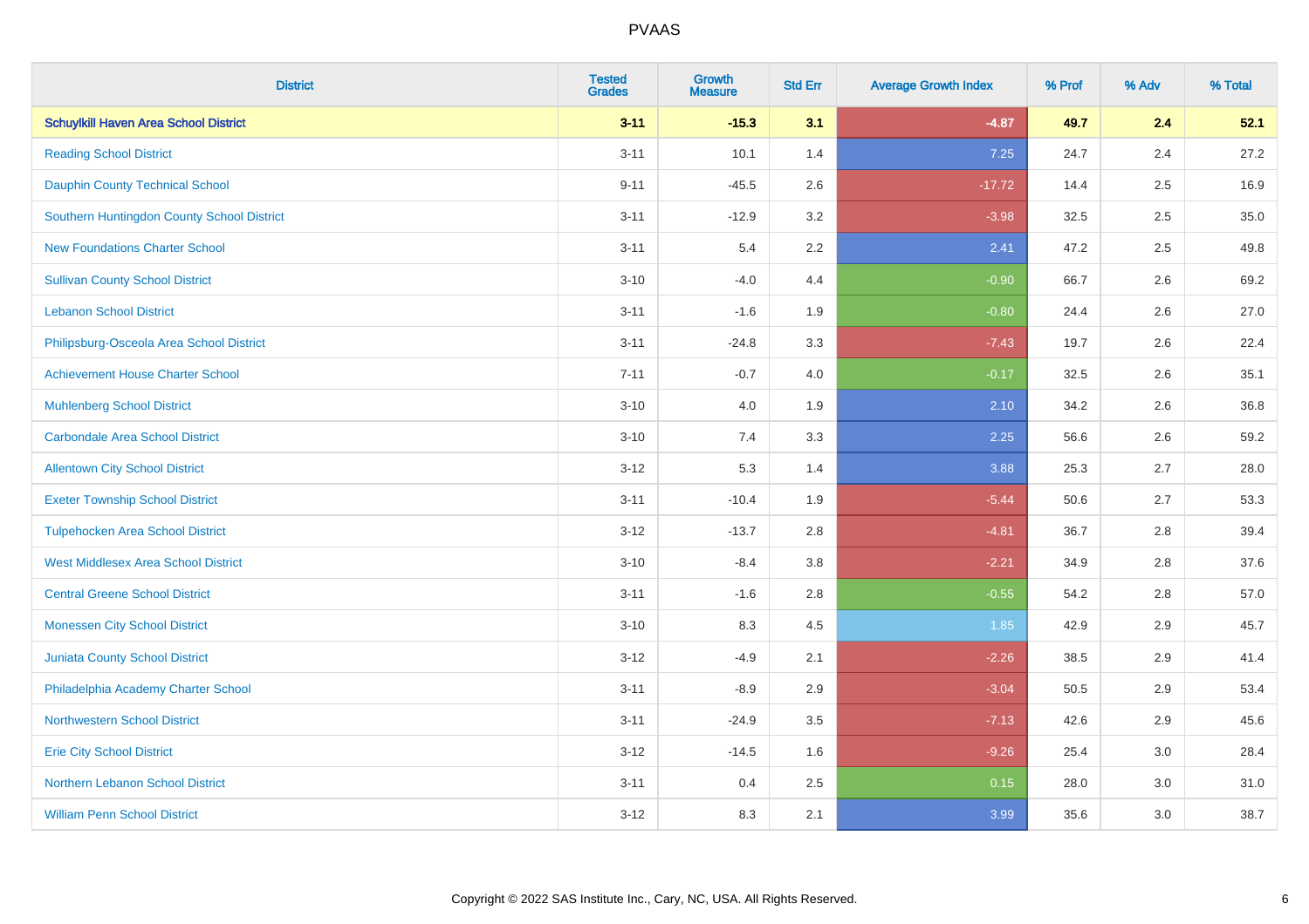# PVAAS

| District | Tested Grades | Growth Measure | Std Err | Average Growth Index | % Prof | % Adv | % Total |
|---|---|---|---|---|---|---|---|
| **Schuylkill Haven Area School District** | **3-11** | **-15.3** | **3.1** | **-4.87** | **49.7** | **2.4** | **52.1** |
| Reading School District | 3-11 | 10.1 | 1.4 | 7.25 | 24.7 | 2.4 | 27.2 |
| Dauphin County Technical School | 9-11 | -45.5 | 2.6 | -17.72 | 14.4 | 2.5 | 16.9 |
| Southern Huntingdon County School District | 3-11 | -12.9 | 3.2 | -3.98 | 32.5 | 2.5 | 35.0 |
| New Foundations Charter School | 3-11 | 5.4 | 2.2 | 2.41 | 47.2 | 2.5 | 49.8 |
| Sullivan County School District | 3-10 | -4.0 | 4.4 | -0.90 | 66.7 | 2.6 | 69.2 |
| Lebanon School District | 3-11 | -1.6 | 1.9 | -0.80 | 24.4 | 2.6 | 27.0 |
| Philipsburg-Osceola Area School District | 3-11 | -24.8 | 3.3 | -7.43 | 19.7 | 2.6 | 22.4 |
| Achievement House Charter School | 7-11 | -0.7 | 4.0 | -0.17 | 32.5 | 2.6 | 35.1 |
| Muhlenberg School District | 3-10 | 4.0 | 1.9 | 2.10 | 34.2 | 2.6 | 36.8 |
| Carbondale Area School District | 3-10 | 7.4 | 3.3 | 2.25 | 56.6 | 2.6 | 59.2 |
| Allentown City School District | 3-12 | 5.3 | 1.4 | 3.88 | 25.3 | 2.7 | 28.0 |
| Exeter Township School District | 3-11 | -10.4 | 1.9 | -5.44 | 50.6 | 2.7 | 53.3 |
| Tulpehocken Area School District | 3-12 | -13.7 | 2.8 | -4.81 | 36.7 | 2.8 | 39.4 |
| West Middlesex Area School District | 3-10 | -8.4 | 3.8 | -2.21 | 34.9 | 2.8 | 37.6 |
| Central Greene School District | 3-11 | -1.6 | 2.8 | -0.55 | 54.2 | 2.8 | 57.0 |
| Monessen City School District | 3-10 | 8.3 | 4.5 | 1.85 | 42.9 | 2.9 | 45.7 |
| Juniata County School District | 3-12 | -4.9 | 2.1 | -2.26 | 38.5 | 2.9 | 41.4 |
| Philadelphia Academy Charter School | 3-11 | -8.9 | 2.9 | -3.04 | 50.5 | 2.9 | 53.4 |
| Northwestern School District | 3-11 | -24.9 | 3.5 | -7.13 | 42.6 | 2.9 | 45.6 |
| Erie City School District | 3-12 | -14.5 | 1.6 | -9.26 | 25.4 | 3.0 | 28.4 |
| Northern Lebanon School District | 3-11 | 0.4 | 2.5 | 0.15 | 28.0 | 3.0 | 31.0 |
| William Penn School District | 3-12 | 8.3 | 2.1 | 3.99 | 35.6 | 3.0 | 38.7 |

Copyright © 2022 SAS Institute Inc., Cary, NC, USA. All Rights Reserved.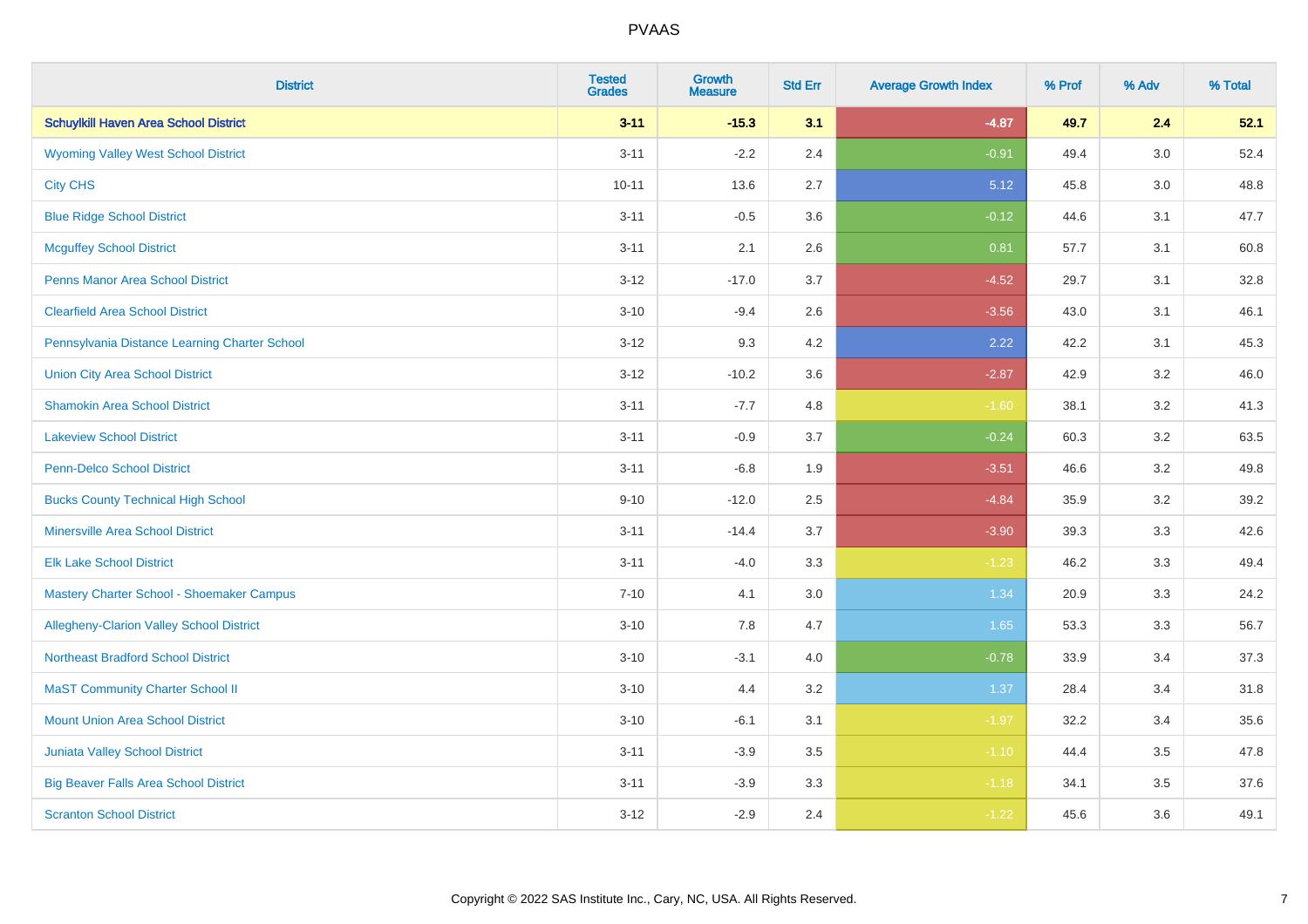| District | Tested Grades | Growth Measure | Std Err | Average Growth Index | % Prof | % Adv | % Total |
|---|---|---|---|---|---|---|---|
| **Schuylkill Haven Area School District** | **3-11** | **-15.3** | **3.1** | **-4.87** | **49.7** | **2.4** | **52.1** |
| Wyoming Valley West School District | 3-11 | -2.2 | 2.4 | -0.91 | 49.4 | 3.0 | 52.4 |
| City CHS | 10-11 | 13.6 | 2.7 | 5.12 | 45.8 | 3.0 | 48.8 |
| Blue Ridge School District | 3-11 | -0.5 | 3.6 | -0.12 | 44.6 | 3.1 | 47.7 |
| Mcguffey School District | 3-11 | 2.1 | 2.6 | 0.81 | 57.7 | 3.1 | 60.8 |
| Penns Manor Area School District | 3-12 | -17.0 | 3.7 | -4.52 | 29.7 | 3.1 | 32.8 |
| Clearfield Area School District | 3-10 | -9.4 | 2.6 | -3.56 | 43.0 | 3.1 | 46.1 |
| Pennsylvania Distance Learning Charter School | 3-12 | 9.3 | 4.2 | 2.22 | 42.2 | 3.1 | 45.3 |
| Union City Area School District | 3-12 | -10.2 | 3.6 | -2.87 | 42.9 | 3.2 | 46.0 |
| Shamokin Area School District | 3-11 | -7.7 | 4.8 | -1.60 | 38.1 | 3.2 | 41.3 |
| Lakeview School District | 3-11 | -0.9 | 3.7 | -0.24 | 60.3 | 3.2 | 63.5 |
| Penn-Delco School District | 3-11 | -6.8 | 1.9 | -3.51 | 46.6 | 3.2 | 49.8 |
| Bucks County Technical High School | 9-10 | -12.0 | 2.5 | -4.84 | 35.9 | 3.2 | 39.2 |
| Minersville Area School District | 3-11 | -14.4 | 3.7 | -3.90 | 39.3 | 3.3 | 42.6 |
| Elk Lake School District | 3-11 | -4.0 | 3.3 | -1.23 | 46.2 | 3.3 | 49.4 |
| Mastery Charter School - Shoemaker Campus | 7-10 | 4.1 | 3.0 | 1.34 | 20.9 | 3.3 | 24.2 |
| Allegheny-Clarion Valley School District | 3-10 | 7.8 | 4.7 | 1.65 | 53.3 | 3.3 | 56.7 |
| Northeast Bradford School District | 3-10 | -3.1 | 4.0 | -0.78 | 33.9 | 3.4 | 37.3 |
| MaST Community Charter School II | 3-10 | 4.4 | 3.2 | 1.37 | 28.4 | 3.4 | 31.8 |
| Mount Union Area School District | 3-10 | -6.1 | 3.1 | -1.97 | 32.2 | 3.4 | 35.6 |
| Juniata Valley School District | 3-11 | -3.9 | 3.5 | -1.10 | 44.4 | 3.5 | 47.8 |
| Big Beaver Falls Area School District | 3-11 | -3.9 | 3.3 | -1.18 | 34.1 | 3.5 | 37.6 |
| Scranton School District | 3-12 | -2.9 | 2.4 | -1.22 | 45.6 | 3.6 | 49.1 |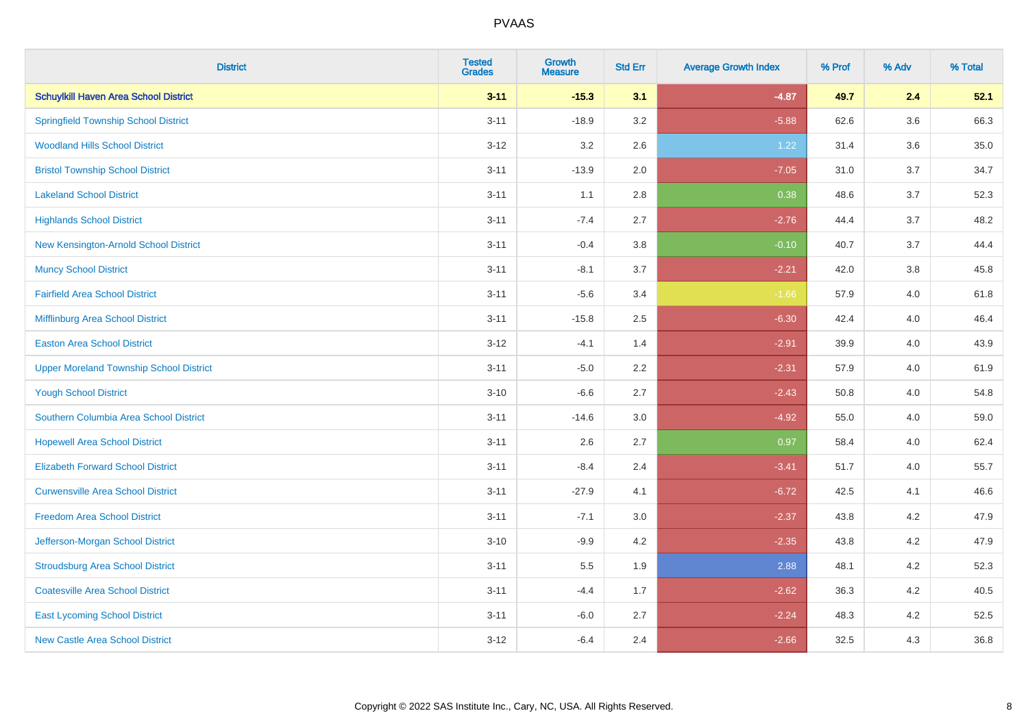| District | Tested Grades | Growth Measure | Std Err | Average Growth Index | % Prof | % Adv | % Total |
|---|---|---|---|---|---|---|---|
| **Schuylkill Haven Area School District** | **3-11** | **-15.3** | **3.1** | **-4.87** | **49.7** | **2.4** | **52.1** |
| Springfield Township School District | 3-11 | -18.9 | 3.2 | -5.88 | 62.6 | 3.6 | 66.3 |
| Woodland Hills School District | 3-12 | 3.2 | 2.6 | 1.22 | 31.4 | 3.6 | 35.0 |
| Bristol Township School District | 3-11 | -13.9 | 2.0 | -7.05 | 31.0 | 3.7 | 34.7 |
| Lakeland School District | 3-11 | 1.1 | 2.8 | 0.38 | 48.6 | 3.7 | 52.3 |
| Highlands School District | 3-11 | -7.4 | 2.7 | -2.76 | 44.4 | 3.7 | 48.2 |
| New Kensington-Arnold School District | 3-11 | -0.4 | 3.8 | -0.10 | 40.7 | 3.7 | 44.4 |
| Muncy School District | 3-11 | -8.1 | 3.7 | -2.21 | 42.0 | 3.8 | 45.8 |
| Fairfield Area School District | 3-11 | -5.6 | 3.4 | -1.66 | 57.9 | 4.0 | 61.8 |
| Mifflinburg Area School District | 3-11 | -15.8 | 2.5 | -6.30 | 42.4 | 4.0 | 46.4 |
| Easton Area School District | 3-12 | -4.1 | 1.4 | -2.91 | 39.9 | 4.0 | 43.9 |
| Upper Moreland Township School District | 3-11 | -5.0 | 2.2 | -2.31 | 57.9 | 4.0 | 61.9 |
| Yough School District | 3-10 | -6.6 | 2.7 | -2.43 | 50.8 | 4.0 | 54.8 |
| Southern Columbia Area School District | 3-11 | -14.6 | 3.0 | -4.92 | 55.0 | 4.0 | 59.0 |
| Hopewell Area School District | 3-11 | 2.6 | 2.7 | 0.97 | 58.4 | 4.0 | 62.4 |
| Elizabeth Forward School District | 3-11 | -8.4 | 2.4 | -3.41 | 51.7 | 4.0 | 55.7 |
| Curwensville Area School District | 3-11 | -27.9 | 4.1 | -6.72 | 42.5 | 4.1 | 46.6 |
| Freedom Area School District | 3-11 | -7.1 | 3.0 | -2.37 | 43.8 | 4.2 | 47.9 |
| Jefferson-Morgan School District | 3-10 | -9.9 | 4.2 | -2.35 | 43.8 | 4.2 | 47.9 |
| Stroudsburg Area School District | 3-11 | 5.5 | 1.9 | 2.88 | 48.1 | 4.2 | 52.3 |
| Coatesville Area School District | 3-11 | -4.4 | 1.7 | -2.62 | 36.3 | 4.2 | 40.5 |
| East Lycoming School District | 3-11 | -6.0 | 2.7 | -2.24 | 48.3 | 4.2 | 52.5 |
| New Castle Area School District | 3-12 | -6.4 | 2.4 | -2.66 | 32.5 | 4.3 | 36.8 |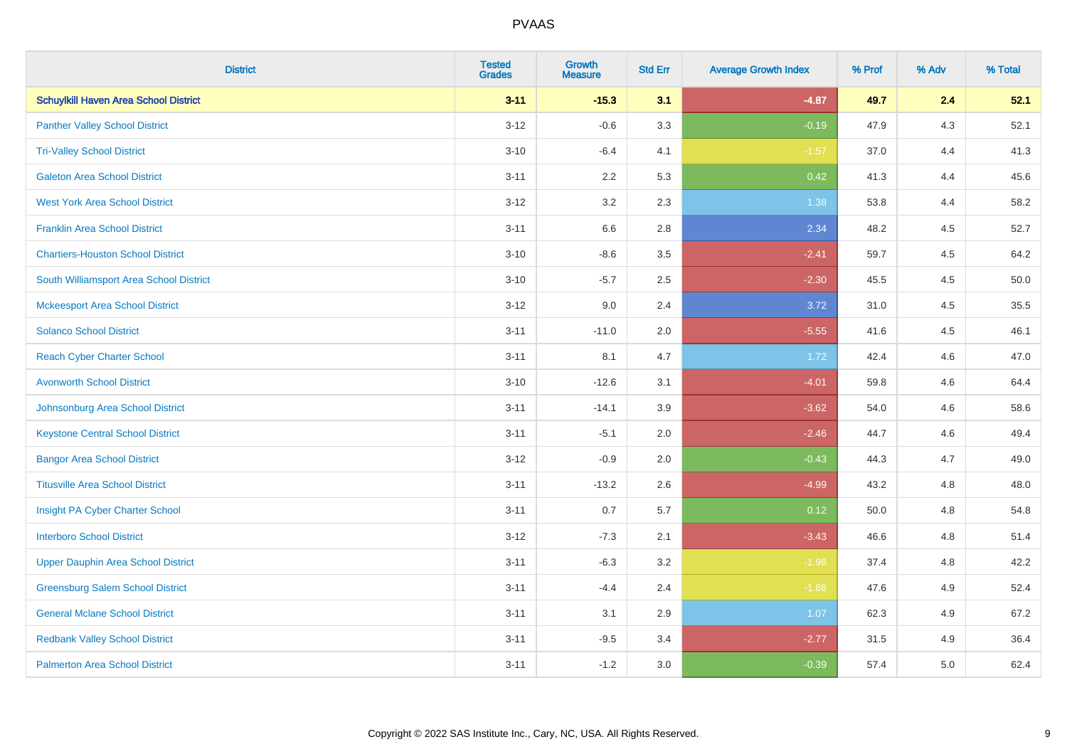# PVAAS

| District | Tested Grades | Growth Measure | Std Err | Average Growth Index | % Prof | % Adv | % Total |
|---|---|---|---|---|---|---|---|
| **Schuylkill Haven Area School District** | **3-11** | **-15.3** | **3.1** | **-4.87** | **49.7** | **2.4** | **52.1** |
| Panther Valley School District | 3-12 | -0.6 | 3.3 | -0.19 | 47.9 | 4.3 | 52.1 |
| Tri-Valley School District | 3-10 | -6.4 | 4.1 | -1.57 | 37.0 | 4.4 | 41.3 |
| Galeton Area School District | 3-11 | 2.2 | 5.3 | 0.42 | 41.3 | 4.4 | 45.6 |
| West York Area School District | 3-12 | 3.2 | 2.3 | 1.38 | 53.8 | 4.4 | 58.2 |
| Franklin Area School District | 3-11 | 6.6 | 2.8 | 2.34 | 48.2 | 4.5 | 52.7 |
| Chartiers-Houston School District | 3-10 | -8.6 | 3.5 | -2.41 | 59.7 | 4.5 | 64.2 |
| South Williamsport Area School District | 3-10 | -5.7 | 2.5 | -2.30 | 45.5 | 4.5 | 50.0 |
| Mckeesport Area School District | 3-12 | 9.0 | 2.4 | 3.72 | 31.0 | 4.5 | 35.5 |
| Solanco School District | 3-11 | -11.0 | 2.0 | -5.55 | 41.6 | 4.5 | 46.1 |
| Reach Cyber Charter School | 3-11 | 8.1 | 4.7 | 1.72 | 42.4 | 4.6 | 47.0 |
| Avonworth School District | 3-10 | -12.6 | 3.1 | -4.01 | 59.8 | 4.6 | 64.4 |
| Johnsonburg Area School District | 3-11 | -14.1 | 3.9 | -3.62 | 54.0 | 4.6 | 58.6 |
| Keystone Central School District | 3-11 | -5.1 | 2.0 | -2.46 | 44.7 | 4.6 | 49.4 |
| Bangor Area School District | 3-12 | -0.9 | 2.0 | -0.43 | 44.3 | 4.7 | 49.0 |
| Titusville Area School District | 3-11 | -13.2 | 2.6 | -4.99 | 43.2 | 4.8 | 48.0 |
| Insight PA Cyber Charter School | 3-11 | 0.7 | 5.7 | 0.12 | 50.0 | 4.8 | 54.8 |
| Interboro School District | 3-12 | -7.3 | 2.1 | -3.43 | 46.6 | 4.8 | 51.4 |
| Upper Dauphin Area School District | 3-11 | -6.3 | 3.2 | -1.98 | 37.4 | 4.8 | 42.2 |
| Greensburg Salem School District | 3-11 | -4.4 | 2.4 | -1.88 | 47.6 | 4.9 | 52.4 |
| General Mclane School District | 3-11 | 3.1 | 2.9 | 1.07 | 62.3 | 4.9 | 67.2 |
| Redbank Valley School District | 3-11 | -9.5 | 3.4 | -2.77 | 31.5 | 4.9 | 36.4 |
| Palmerton Area School District | 3-11 | -1.2 | 3.0 | -0.39 | 57.4 | 5.0 | 62.4 |

Copyright © 2022 SAS Institute Inc., Cary, NC, USA. All Rights Reserved.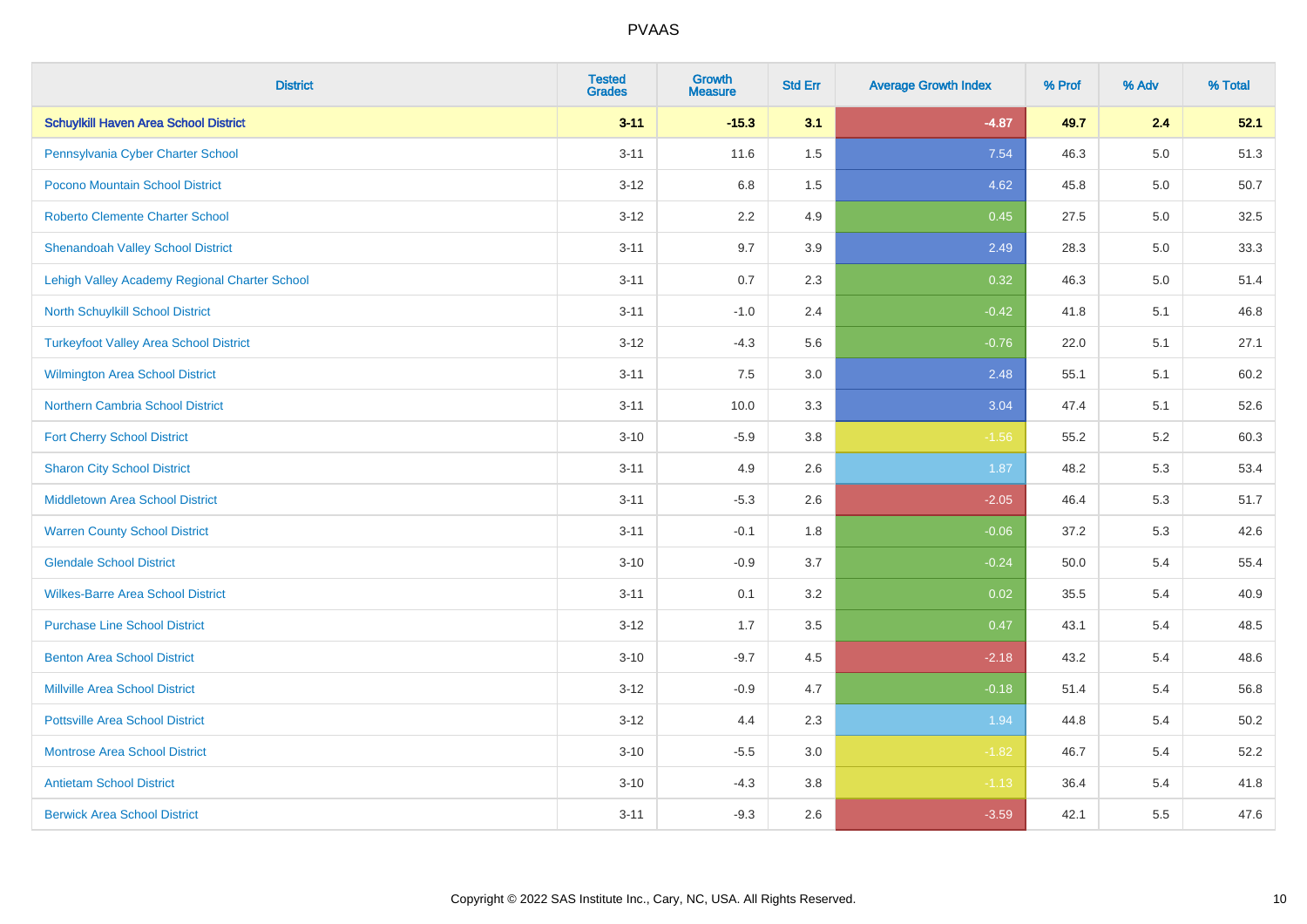| District | Tested Grades | Growth Measure | Std Err | Average Growth Index | % Prof | % Adv | % Total |
|---|---|---|---|---|---|---|---|
| **Schuylkill Haven Area School District** | **3-11** | **-15.3** | **3.1** | **-4.87** | **49.7** | **2.4** | **52.1** |
| Pennsylvania Cyber Charter School | 3-11 | 11.6 | 1.5 | 7.54 | 46.3 | 5.0 | 51.3 |
| Pocono Mountain School District | 3-12 | 6.8 | 1.5 | 4.62 | 45.8 | 5.0 | 50.7 |
| Roberto Clemente Charter School | 3-12 | 2.2 | 4.9 | 0.45 | 27.5 | 5.0 | 32.5 |
| Shenandoah Valley School District | 3-11 | 9.7 | 3.9 | 2.49 | 28.3 | 5.0 | 33.3 |
| Lehigh Valley Academy Regional Charter School | 3-11 | 0.7 | 2.3 | 0.32 | 46.3 | 5.0 | 51.4 |
| North Schuylkill School District | 3-11 | -1.0 | 2.4 | -0.42 | 41.8 | 5.1 | 46.8 |
| Turkeyfoot Valley Area School District | 3-12 | -4.3 | 5.6 | -0.76 | 22.0 | 5.1 | 27.1 |
| Wilmington Area School District | 3-11 | 7.5 | 3.0 | 2.48 | 55.1 | 5.1 | 60.2 |
| Northern Cambria School District | 3-11 | 10.0 | 3.3 | 3.04 | 47.4 | 5.1 | 52.6 |
| Fort Cherry School District | 3-10 | -5.9 | 3.8 | -1.56 | 55.2 | 5.2 | 60.3 |
| Sharon City School District | 3-11 | 4.9 | 2.6 | 1.87 | 48.2 | 5.3 | 53.4 |
| Middletown Area School District | 3-11 | -5.3 | 2.6 | -2.05 | 46.4 | 5.3 | 51.7 |
| Warren County School District | 3-11 | -0.1 | 1.8 | -0.06 | 37.2 | 5.3 | 42.6 |
| Glendale School District | 3-10 | -0.9 | 3.7 | -0.24 | 50.0 | 5.4 | 55.4 |
| Wilkes-Barre Area School District | 3-11 | 0.1 | 3.2 | 0.02 | 35.5 | 5.4 | 40.9 |
| Purchase Line School District | 3-12 | 1.7 | 3.5 | 0.47 | 43.1 | 5.4 | 48.5 |
| Benton Area School District | 3-10 | -9.7 | 4.5 | -2.18 | 43.2 | 5.4 | 48.6 |
| Millville Area School District | 3-12 | -0.9 | 4.7 | -0.18 | 51.4 | 5.4 | 56.8 |
| Pottsville Area School District | 3-12 | 4.4 | 2.3 | 1.94 | 44.8 | 5.4 | 50.2 |
| Montrose Area School District | 3-10 | -5.5 | 3.0 | -1.82 | 46.7 | 5.4 | 52.2 |
| Antietam School District | 3-10 | -4.3 | 3.8 | -1.13 | 36.4 | 5.4 | 41.8 |
| Berwick Area School District | 3-11 | -9.3 | 2.6 | -3.59 | 42.1 | 5.5 | 47.6 |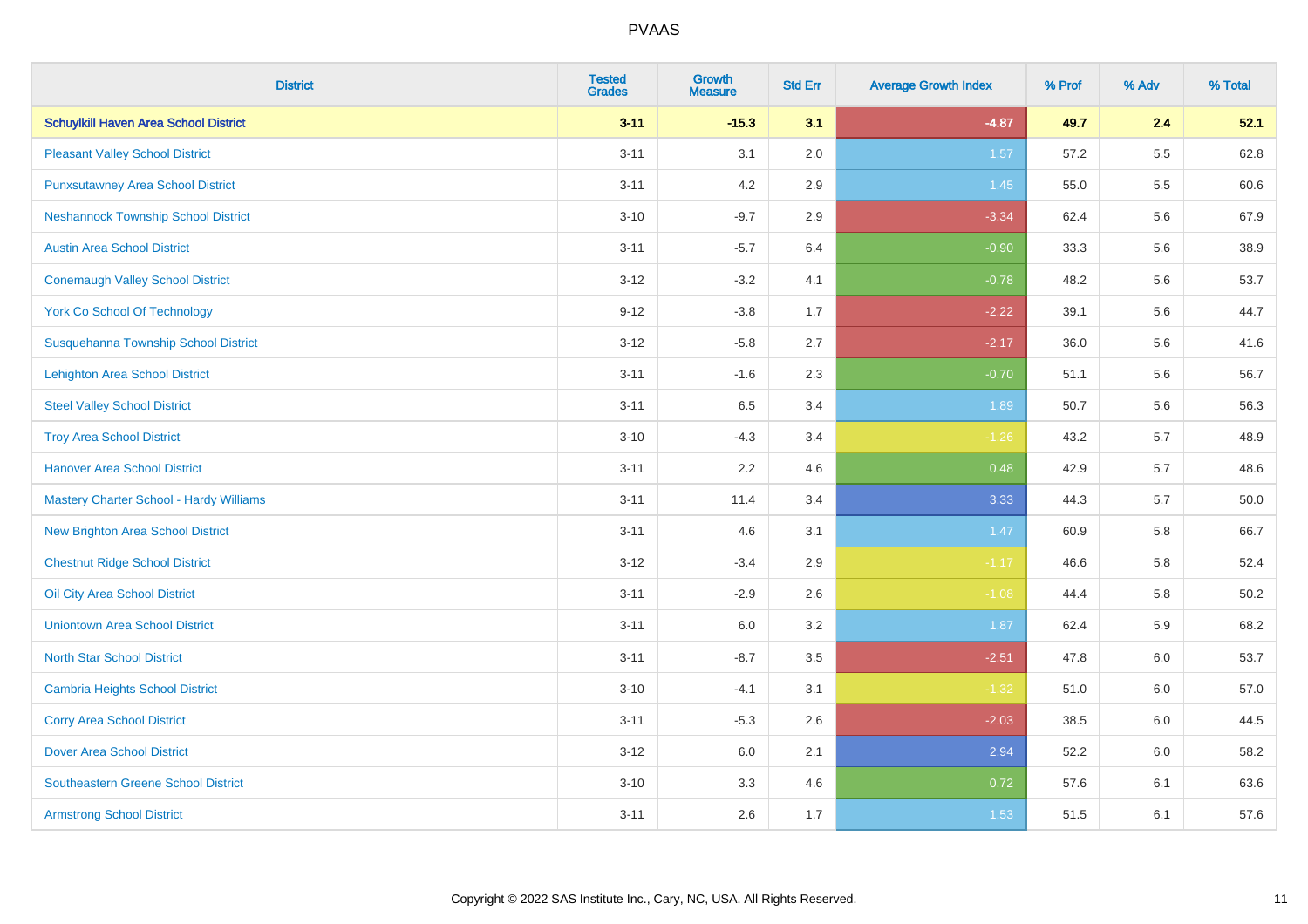# PVAAS

| District | Tested Grades | Growth Measure | Std Err | Average Growth Index | % Prof | % Adv | % Total |
|---|---|---|---|---|---|---|---|
| **Schuylkill Haven Area School District** | **3-11** | **-15.3** | **3.1** | **-4.87** | **49.7** | **2.4** | **52.1** |
| Pleasant Valley School District | 3-11 | 3.1 | 2.0 | 1.57 | 57.2 | 5.5 | 62.8 |
| Punxsutawney Area School District | 3-11 | 4.2 | 2.9 | 1.45 | 55.0 | 5.5 | 60.6 |
| Neshannock Township School District | 3-10 | -9.7 | 2.9 | -3.34 | 62.4 | 5.6 | 67.9 |
| Austin Area School District | 3-11 | -5.7 | 6.4 | -0.90 | 33.3 | 5.6 | 38.9 |
| Conemaugh Valley School District | 3-12 | -3.2 | 4.1 | -0.78 | 48.2 | 5.6 | 53.7 |
| York Co School Of Technology | 9-12 | -3.8 | 1.7 | -2.22 | 39.1 | 5.6 | 44.7 |
| Susquehanna Township School District | 3-12 | -5.8 | 2.7 | -2.17 | 36.0 | 5.6 | 41.6 |
| Lehighton Area School District | 3-11 | -1.6 | 2.3 | -0.70 | 51.1 | 5.6 | 56.7 |
| Steel Valley School District | 3-11 | 6.5 | 3.4 | 1.89 | 50.7 | 5.6 | 56.3 |
| Troy Area School District | 3-10 | -4.3 | 3.4 | -1.26 | 43.2 | 5.7 | 48.9 |
| Hanover Area School District | 3-11 | 2.2 | 4.6 | 0.48 | 42.9 | 5.7 | 48.6 |
| Mastery Charter School - Hardy Williams | 3-11 | 11.4 | 3.4 | 3.33 | 44.3 | 5.7 | 50.0 |
| New Brighton Area School District | 3-11 | 4.6 | 3.1 | 1.47 | 60.9 | 5.8 | 66.7 |
| Chestnut Ridge School District | 3-12 | -3.4 | 2.9 | -1.17 | 46.6 | 5.8 | 52.4 |
| Oil City Area School District | 3-11 | -2.9 | 2.6 | -1.08 | 44.4 | 5.8 | 50.2 |
| Uniontown Area School District | 3-11 | 6.0 | 3.2 | 1.87 | 62.4 | 5.9 | 68.2 |
| North Star School District | 3-11 | -8.7 | 3.5 | -2.51 | 47.8 | 6.0 | 53.7 |
| Cambria Heights School District | 3-10 | -4.1 | 3.1 | -1.32 | 51.0 | 6.0 | 57.0 |
| Corry Area School District | 3-11 | -5.3 | 2.6 | -2.03 | 38.5 | 6.0 | 44.5 |
| Dover Area School District | 3-12 | 6.0 | 2.1 | 2.94 | 52.2 | 6.0 | 58.2 |
| Southeastern Greene School District | 3-10 | 3.3 | 4.6 | 0.72 | 57.6 | 6.1 | 63.6 |
| Armstrong School District | 3-11 | 2.6 | 1.7 | 1.53 | 51.5 | 6.1 | 57.6 |

Copyright © 2022 SAS Institute Inc., Cary, NC, USA. All Rights Reserved.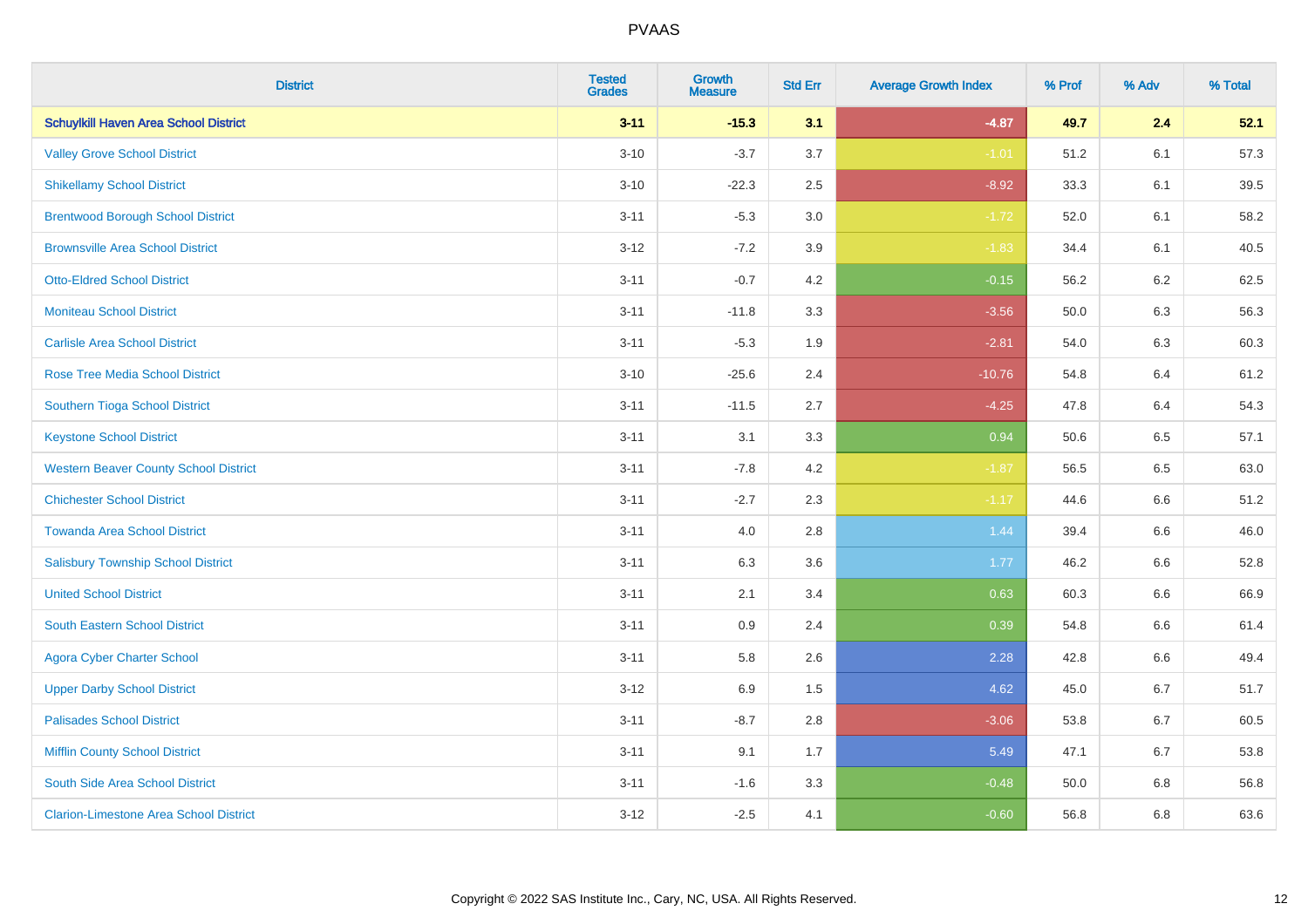| District | Tested Grades | Growth Measure | Std Err | Average Growth Index | % Prof | % Adv | % Total |
|---|---|---|---|---|---|---|---|
| **Schuylkill Haven Area School District** | **3-11** | **-15.3** | **3.1** | **-4.87** | **49.7** | **2.4** | **52.1** |
| Valley Grove School District | 3-10 | -3.7 | 3.7 | -1.01 | 51.2 | 6.1 | 57.3 |
| Shikellamy School District | 3-10 | -22.3 | 2.5 | -8.92 | 33.3 | 6.1 | 39.5 |
| Brentwood Borough School District | 3-11 | -5.3 | 3.0 | -1.72 | 52.0 | 6.1 | 58.2 |
| Brownsville Area School District | 3-12 | -7.2 | 3.9 | -1.83 | 34.4 | 6.1 | 40.5 |
| Otto-Eldred School District | 3-11 | -0.7 | 4.2 | -0.15 | 56.2 | 6.2 | 62.5 |
| Moniteau School District | 3-11 | -11.8 | 3.3 | -3.56 | 50.0 | 6.3 | 56.3 |
| Carlisle Area School District | 3-11 | -5.3 | 1.9 | -2.81 | 54.0 | 6.3 | 60.3 |
| Rose Tree Media School District | 3-10 | -25.6 | 2.4 | -10.76 | 54.8 | 6.4 | 61.2 |
| Southern Tioga School District | 3-11 | -11.5 | 2.7 | -4.25 | 47.8 | 6.4 | 54.3 |
| Keystone School District | 3-11 | 3.1 | 3.3 | 0.94 | 50.6 | 6.5 | 57.1 |
| Western Beaver County School District | 3-11 | -7.8 | 4.2 | -1.87 | 56.5 | 6.5 | 63.0 |
| Chichester School District | 3-11 | -2.7 | 2.3 | -1.17 | 44.6 | 6.6 | 51.2 |
| Towanda Area School District | 3-11 | 4.0 | 2.8 | 1.44 | 39.4 | 6.6 | 46.0 |
| Salisbury Township School District | 3-11 | 6.3 | 3.6 | 1.77 | 46.2 | 6.6 | 52.8 |
| United School District | 3-11 | 2.1 | 3.4 | 0.63 | 60.3 | 6.6 | 66.9 |
| South Eastern School District | 3-11 | 0.9 | 2.4 | 0.39 | 54.8 | 6.6 | 61.4 |
| Agora Cyber Charter School | 3-11 | 5.8 | 2.6 | 2.28 | 42.8 | 6.6 | 49.4 |
| Upper Darby School District | 3-12 | 6.9 | 1.5 | 4.62 | 45.0 | 6.7 | 51.7 |
| Palisades School District | 3-11 | -8.7 | 2.8 | -3.06 | 53.8 | 6.7 | 60.5 |
| Mifflin County School District | 3-11 | 9.1 | 1.7 | 5.49 | 47.1 | 6.7 | 53.8 |
| South Side Area School District | 3-11 | -1.6 | 3.3 | -0.48 | 50.0 | 6.8 | 56.8 |
| Clarion-Limestone Area School District | 3-12 | -2.5 | 4.1 | -0.60 | 56.8 | 6.8 | 63.6 |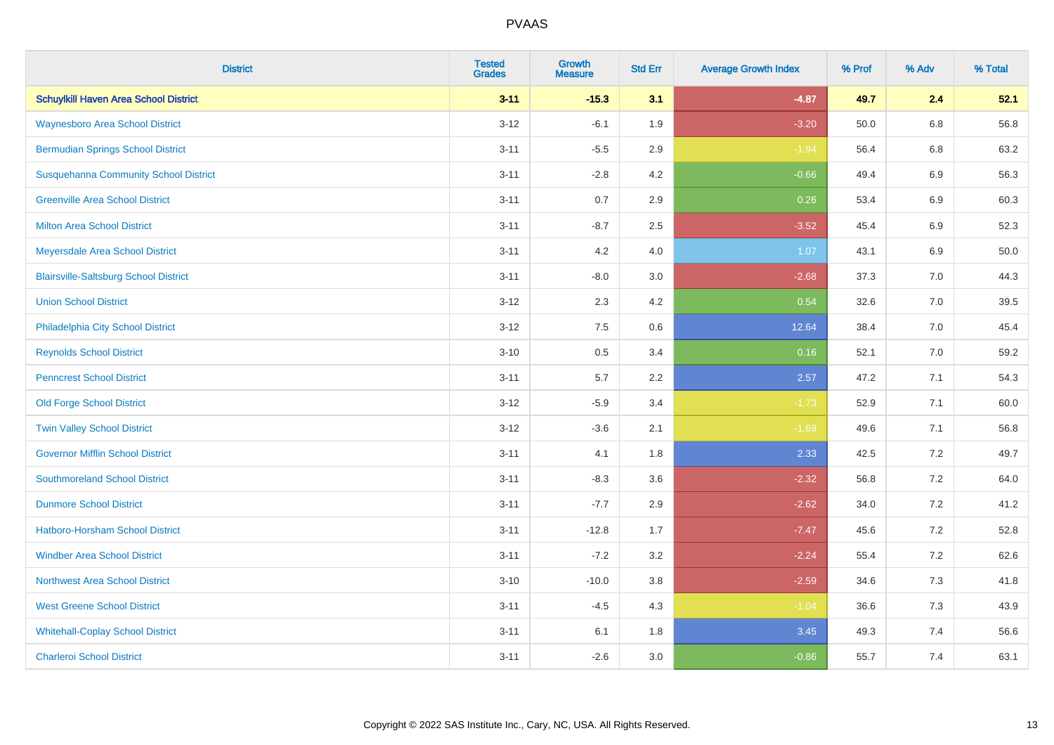# PVAAS

| District | Tested Grades | Growth Measure | Std Err | Average Growth Index | % Prof | % Adv | % Total |
|---|---|---|---|---|---|---|---|
| **Schuylkill Haven Area School District** | **3-11** | **-15.3** | **3.1** | **-4.87** | **49.7** | **2.4** | **52.1** |
| Waynesboro Area School District | 3-12 | -6.1 | 1.9 | -3.20 | 50.0 | 6.8 | 56.8 |
| Bermudian Springs School District | 3-11 | -5.5 | 2.9 | -1.94 | 56.4 | 6.8 | 63.2 |
| Susquehanna Community School District | 3-11 | -2.8 | 4.2 | -0.66 | 49.4 | 6.9 | 56.3 |
| Greenville Area School District | 3-11 | 0.7 | 2.9 | 0.26 | 53.4 | 6.9 | 60.3 |
| Milton Area School District | 3-11 | -8.7 | 2.5 | -3.52 | 45.4 | 6.9 | 52.3 |
| Meyersdale Area School District | 3-11 | 4.2 | 4.0 | 1.07 | 43.1 | 6.9 | 50.0 |
| Blairsville-Saltsburg School District | 3-11 | -8.0 | 3.0 | -2.68 | 37.3 | 7.0 | 44.3 |
| Union School District | 3-12 | 2.3 | 4.2 | 0.54 | 32.6 | 7.0 | 39.5 |
| Philadelphia City School District | 3-12 | 7.5 | 0.6 | 12.64 | 38.4 | 7.0 | 45.4 |
| Reynolds School District | 3-10 | 0.5 | 3.4 | 0.16 | 52.1 | 7.0 | 59.2 |
| Penncrest School District | 3-11 | 5.7 | 2.2 | 2.57 | 47.2 | 7.1 | 54.3 |
| Old Forge School District | 3-12 | -5.9 | 3.4 | -1.73 | 52.9 | 7.1 | 60.0 |
| Twin Valley School District | 3-12 | -3.6 | 2.1 | -1.69 | 49.6 | 7.1 | 56.8 |
| Governor Mifflin School District | 3-11 | 4.1 | 1.8 | 2.33 | 42.5 | 7.2 | 49.7 |
| Southmoreland School District | 3-11 | -8.3 | 3.6 | -2.32 | 56.8 | 7.2 | 64.0 |
| Dunmore School District | 3-11 | -7.7 | 2.9 | -2.62 | 34.0 | 7.2 | 41.2 |
| Hatboro-Horsham School District | 3-11 | -12.8 | 1.7 | -7.47 | 45.6 | 7.2 | 52.8 |
| Windber Area School District | 3-11 | -7.2 | 3.2 | -2.24 | 55.4 | 7.2 | 62.6 |
| Northwest Area School District | 3-10 | -10.0 | 3.8 | -2.59 | 34.6 | 7.3 | 41.8 |
| West Greene School District | 3-11 | -4.5 | 4.3 | -1.04 | 36.6 | 7.3 | 43.9 |
| Whitehall-Coplay School District | 3-11 | 6.1 | 1.8 | 3.45 | 49.3 | 7.4 | 56.6 |
| Charleroi School District | 3-11 | -2.6 | 3.0 | -0.86 | 55.7 | 7.4 | 63.1 |

Copyright © 2022 SAS Institute Inc., Cary, NC, USA. All Rights Reserved.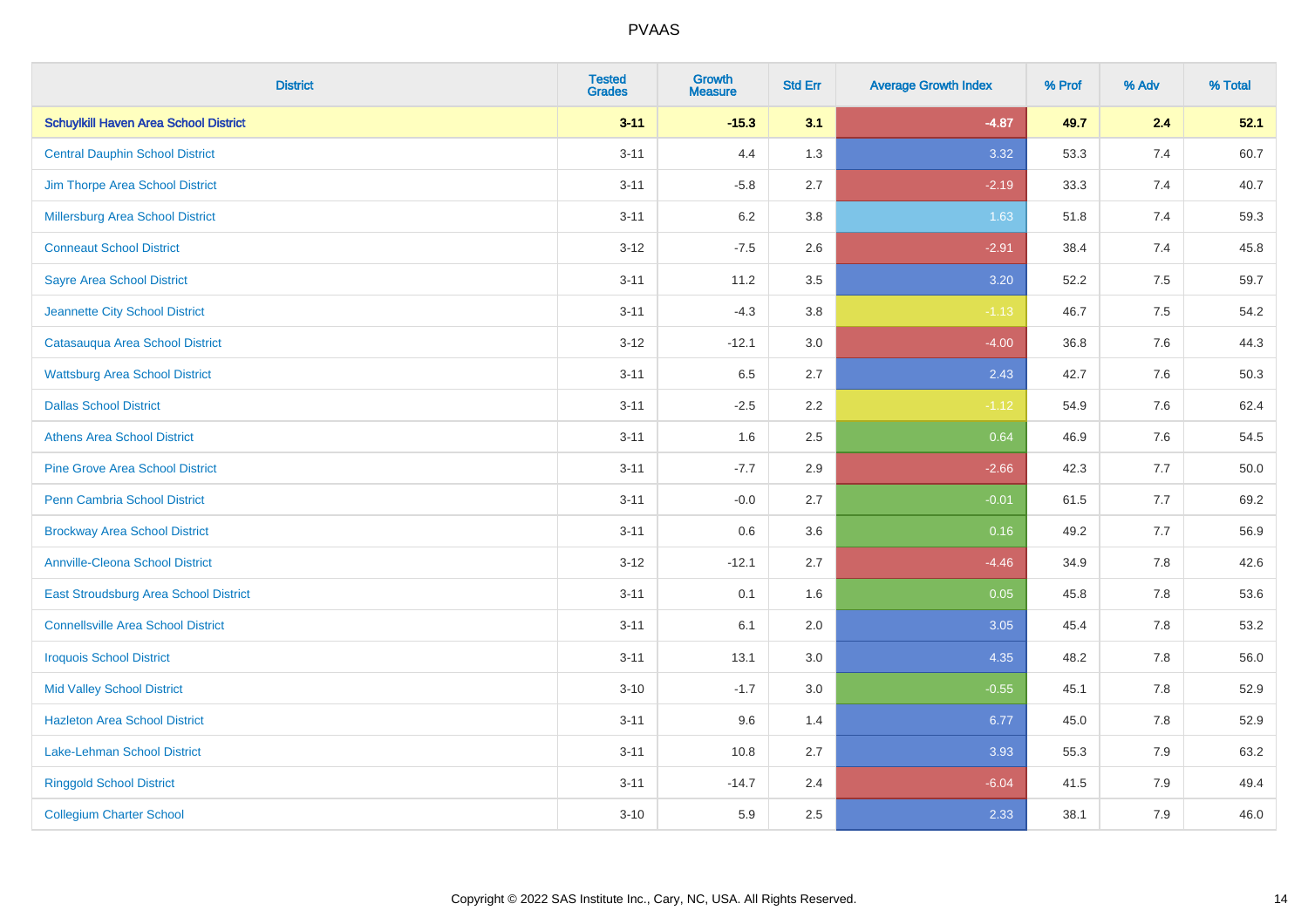# PVAAS

| District | Tested Grades | Growth Measure | Std Err | Average Growth Index | % Prof | % Adv | % Total |
|---|---|---|---|---|---|---|---|
| **Schuylkill Haven Area School District** | **3-11** | **-15.3** | **3.1** | **-4.87** | **49.7** | **2.4** | **52.1** |
| Central Dauphin School District | 3-11 | 4.4 | 1.3 | 3.32 | 53.3 | 7.4 | 60.7 |
| Jim Thorpe Area School District | 3-11 | -5.8 | 2.7 | -2.19 | 33.3 | 7.4 | 40.7 |
| Millersburg Area School District | 3-11 | 6.2 | 3.8 | 1.63 | 51.8 | 7.4 | 59.3 |
| Conneaut School District | 3-12 | -7.5 | 2.6 | -2.91 | 38.4 | 7.4 | 45.8 |
| Sayre Area School District | 3-11 | 11.2 | 3.5 | 3.20 | 52.2 | 7.5 | 59.7 |
| Jeannette City School District | 3-11 | -4.3 | 3.8 | -1.13 | 46.7 | 7.5 | 54.2 |
| Catasauqua Area School District | 3-12 | -12.1 | 3.0 | -4.00 | 36.8 | 7.6 | 44.3 |
| Wattsburg Area School District | 3-11 | 6.5 | 2.7 | 2.43 | 42.7 | 7.6 | 50.3 |
| Dallas School District | 3-11 | -2.5 | 2.2 | -1.12 | 54.9 | 7.6 | 62.4 |
| Athens Area School District | 3-11 | 1.6 | 2.5 | 0.64 | 46.9 | 7.6 | 54.5 |
| Pine Grove Area School District | 3-11 | -7.7 | 2.9 | -2.66 | 42.3 | 7.7 | 50.0 |
| Penn Cambria School District | 3-11 | -0.0 | 2.7 | -0.01 | 61.5 | 7.7 | 69.2 |
| Brockway Area School District | 3-11 | 0.6 | 3.6 | 0.16 | 49.2 | 7.7 | 56.9 |
| Annville-Cleona School District | 3-12 | -12.1 | 2.7 | -4.46 | 34.9 | 7.8 | 42.6 |
| East Stroudsburg Area School District | 3-11 | 0.1 | 1.6 | 0.05 | 45.8 | 7.8 | 53.6 |
| Connellsville Area School District | 3-11 | 6.1 | 2.0 | 3.05 | 45.4 | 7.8 | 53.2 |
| Iroquois School District | 3-11 | 13.1 | 3.0 | 4.35 | 48.2 | 7.8 | 56.0 |
| Mid Valley School District | 3-10 | -1.7 | 3.0 | -0.55 | 45.1 | 7.8 | 52.9 |
| Hazleton Area School District | 3-11 | 9.6 | 1.4 | 6.77 | 45.0 | 7.8 | 52.9 |
| Lake-Lehman School District | 3-11 | 10.8 | 2.7 | 3.93 | 55.3 | 7.9 | 63.2 |
| Ringgold School District | 3-11 | -14.7 | 2.4 | -6.04 | 41.5 | 7.9 | 49.4 |
| Collegium Charter School | 3-10 | 5.9 | 2.5 | 2.33 | 38.1 | 7.9 | 46.0 |

Copyright © 2022 SAS Institute Inc., Cary, NC, USA. All Rights Reserved.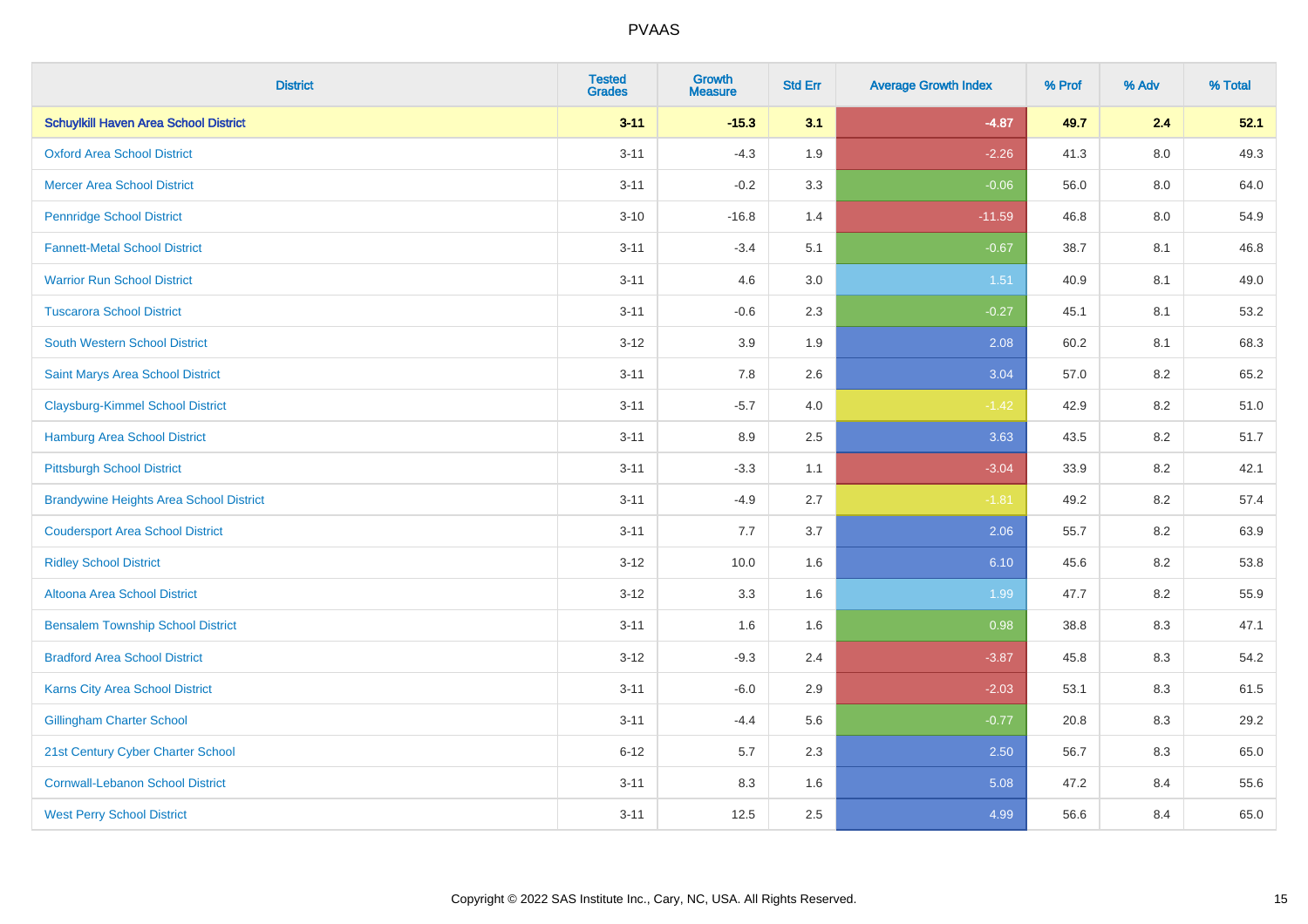| District | Tested Grades | Growth Measure | Std Err | Average Growth Index | % Prof | % Adv | % Total |
|---|---|---|---|---|---|---|---|
| **Schuylkill Haven Area School District** | **3-11** | **-15.3** | **3.1** | **-4.87** | **49.7** | **2.4** | **52.1** |
| Oxford Area School District | 3-11 | -4.3 | 1.9 | -2.26 | 41.3 | 8.0 | 49.3 |
| Mercer Area School District | 3-11 | -0.2 | 3.3 | -0.06 | 56.0 | 8.0 | 64.0 |
| Pennridge School District | 3-10 | -16.8 | 1.4 | -11.59 | 46.8 | 8.0 | 54.9 |
| Fannett-Metal School District | 3-11 | -3.4 | 5.1 | -0.67 | 38.7 | 8.1 | 46.8 |
| Warrior Run School District | 3-11 | 4.6 | 3.0 | 1.51 | 40.9 | 8.1 | 49.0 |
| Tuscarora School District | 3-11 | -0.6 | 2.3 | -0.27 | 45.1 | 8.1 | 53.2 |
| South Western School District | 3-12 | 3.9 | 1.9 | 2.08 | 60.2 | 8.1 | 68.3 |
| Saint Marys Area School District | 3-11 | 7.8 | 2.6 | 3.04 | 57.0 | 8.2 | 65.2 |
| Claysburg-Kimmel School District | 3-11 | -5.7 | 4.0 | -1.42 | 42.9 | 8.2 | 51.0 |
| Hamburg Area School District | 3-11 | 8.9 | 2.5 | 3.63 | 43.5 | 8.2 | 51.7 |
| Pittsburgh School District | 3-11 | -3.3 | 1.1 | -3.04 | 33.9 | 8.2 | 42.1 |
| Brandywine Heights Area School District | 3-11 | -4.9 | 2.7 | -1.81 | 49.2 | 8.2 | 57.4 |
| Coudersport Area School District | 3-11 | 7.7 | 3.7 | 2.06 | 55.7 | 8.2 | 63.9 |
| Ridley School District | 3-12 | 10.0 | 1.6 | 6.10 | 45.6 | 8.2 | 53.8 |
| Altoona Area School District | 3-12 | 3.3 | 1.6 | 1.99 | 47.7 | 8.2 | 55.9 |
| Bensalem Township School District | 3-11 | 1.6 | 1.6 | 0.98 | 38.8 | 8.3 | 47.1 |
| Bradford Area School District | 3-12 | -9.3 | 2.4 | -3.87 | 45.8 | 8.3 | 54.2 |
| Karns City Area School District | 3-11 | -6.0 | 2.9 | -2.03 | 53.1 | 8.3 | 61.5 |
| Gillingham Charter School | 3-11 | -4.4 | 5.6 | -0.77 | 20.8 | 8.3 | 29.2 |
| 21st Century Cyber Charter School | 6-12 | 5.7 | 2.3 | 2.50 | 56.7 | 8.3 | 65.0 |
| Cornwall-Lebanon School District | 3-11 | 8.3 | 1.6 | 5.08 | 47.2 | 8.4 | 55.6 |
| West Perry School District | 3-11 | 12.5 | 2.5 | 4.99 | 56.6 | 8.4 | 65.0 |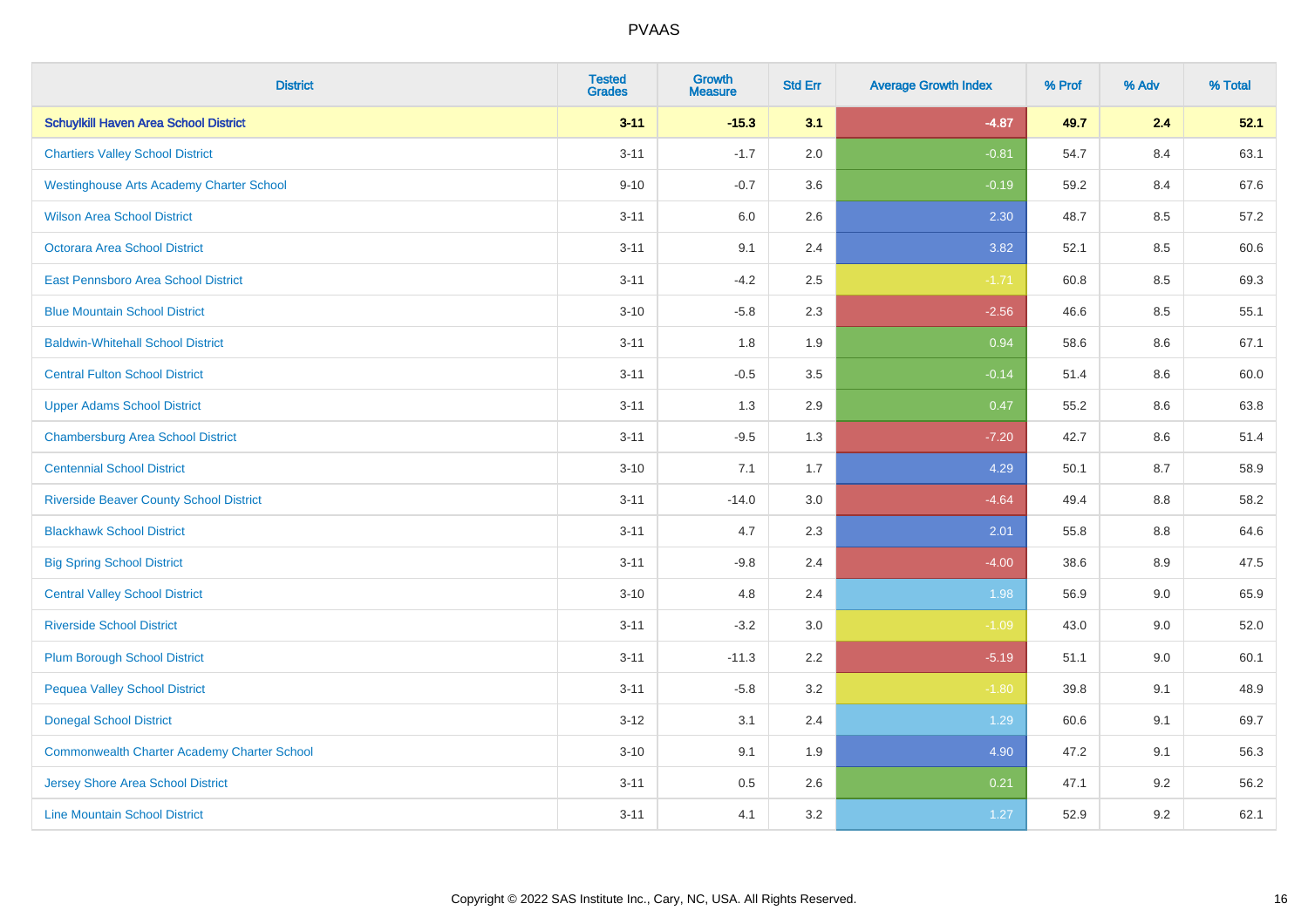# PVAAS

| District | Tested Grades | Growth Measure | Std Err | Average Growth Index | % Prof | % Adv | % Total |
|---|---|---|---|---|---|---|---|
| **Schuylkill Haven Area School District** | **3-11** | **-15.3** | **3.1** | **-4.87** | **49.7** | **2.4** | **52.1** |
| Chartiers Valley School District | 3-11 | -1.7 | 2.0 | -0.81 | 54.7 | 8.4 | 63.1 |
| Westinghouse Arts Academy Charter School | 9-10 | -0.7 | 3.6 | -0.19 | 59.2 | 8.4 | 67.6 |
| Wilson Area School District | 3-11 | 6.0 | 2.6 | 2.30 | 48.7 | 8.5 | 57.2 |
| Octorara Area School District | 3-11 | 9.1 | 2.4 | 3.82 | 52.1 | 8.5 | 60.6 |
| East Pennsboro Area School District | 3-11 | -4.2 | 2.5 | -1.71 | 60.8 | 8.5 | 69.3 |
| Blue Mountain School District | 3-10 | -5.8 | 2.3 | -2.56 | 46.6 | 8.5 | 55.1 |
| Baldwin-Whitehall School District | 3-11 | 1.8 | 1.9 | 0.94 | 58.6 | 8.6 | 67.1 |
| Central Fulton School District | 3-11 | -0.5 | 3.5 | -0.14 | 51.4 | 8.6 | 60.0 |
| Upper Adams School District | 3-11 | 1.3 | 2.9 | 0.47 | 55.2 | 8.6 | 63.8 |
| Chambersburg Area School District | 3-11 | -9.5 | 1.3 | -7.20 | 42.7 | 8.6 | 51.4 |
| Centennial School District | 3-10 | 7.1 | 1.7 | 4.29 | 50.1 | 8.7 | 58.9 |
| Riverside Beaver County School District | 3-11 | -14.0 | 3.0 | -4.64 | 49.4 | 8.8 | 58.2 |
| Blackhawk School District | 3-11 | 4.7 | 2.3 | 2.01 | 55.8 | 8.8 | 64.6 |
| Big Spring School District | 3-11 | -9.8 | 2.4 | -4.00 | 38.6 | 8.9 | 47.5 |
| Central Valley School District | 3-10 | 4.8 | 2.4 | 1.98 | 56.9 | 9.0 | 65.9 |
| Riverside School District | 3-11 | -3.2 | 3.0 | -1.09 | 43.0 | 9.0 | 52.0 |
| Plum Borough School District | 3-11 | -11.3 | 2.2 | -5.19 | 51.1 | 9.0 | 60.1 |
| Pequea Valley School District | 3-11 | -5.8 | 3.2 | -1.80 | 39.8 | 9.1 | 48.9 |
| Donegal School District | 3-12 | 3.1 | 2.4 | 1.29 | 60.6 | 9.1 | 69.7 |
| Commonwealth Charter Academy Charter School | 3-10 | 9.1 | 1.9 | 4.90 | 47.2 | 9.1 | 56.3 |
| Jersey Shore Area School District | 3-11 | 0.5 | 2.6 | 0.21 | 47.1 | 9.2 | 56.2 |
| Line Mountain School District | 3-11 | 4.1 | 3.2 | 1.27 | 52.9 | 9.2 | 62.1 |

Copyright © 2022 SAS Institute Inc., Cary, NC, USA. All Rights Reserved.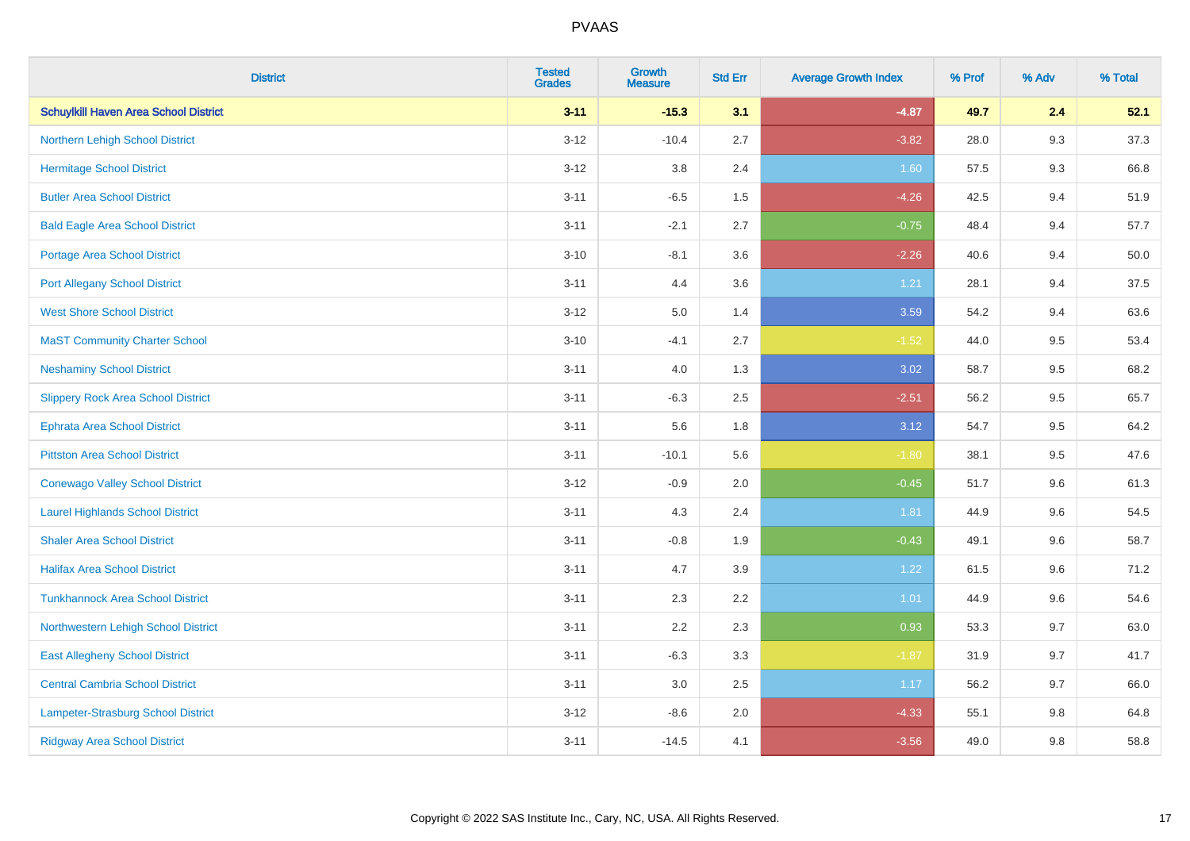| District | Tested Grades | Growth Measure | Std Err | Average Growth Index | % Prof | % Adv | % Total |
|---|---|---|---|---|---|---|---|
| **Schuylkill Haven Area School District** | **3-11** | **-15.3** | **3.1** | **-4.87** | **49.7** | **2.4** | **52.1** |
| Northern Lehigh School District | 3-12 | -10.4 | 2.7 | -3.82 | 28.0 | 9.3 | 37.3 |
| Hermitage School District | 3-12 | 3.8 | 2.4 | 1.60 | 57.5 | 9.3 | 66.8 |
| Butler Area School District | 3-11 | -6.5 | 1.5 | -4.26 | 42.5 | 9.4 | 51.9 |
| Bald Eagle Area School District | 3-11 | -2.1 | 2.7 | -0.75 | 48.4 | 9.4 | 57.7 |
| Portage Area School District | 3-10 | -8.1 | 3.6 | -2.26 | 40.6 | 9.4 | 50.0 |
| Port Allegany School District | 3-11 | 4.4 | 3.6 | 1.21 | 28.1 | 9.4 | 37.5 |
| West Shore School District | 3-12 | 5.0 | 1.4 | 3.59 | 54.2 | 9.4 | 63.6 |
| MaST Community Charter School | 3-10 | -4.1 | 2.7 | -1.52 | 44.0 | 9.5 | 53.4 |
| Neshaminy School District | 3-11 | 4.0 | 1.3 | 3.02 | 58.7 | 9.5 | 68.2 |
| Slippery Rock Area School District | 3-11 | -6.3 | 2.5 | -2.51 | 56.2 | 9.5 | 65.7 |
| Ephrata Area School District | 3-11 | 5.6 | 1.8 | 3.12 | 54.7 | 9.5 | 64.2 |
| Pittston Area School District | 3-11 | -10.1 | 5.6 | -1.80 | 38.1 | 9.5 | 47.6 |
| Conewago Valley School District | 3-12 | -0.9 | 2.0 | -0.45 | 51.7 | 9.6 | 61.3 |
| Laurel Highlands School District | 3-11 | 4.3 | 2.4 | 1.81 | 44.9 | 9.6 | 54.5 |
| Shaler Area School District | 3-11 | -0.8 | 1.9 | -0.43 | 49.1 | 9.6 | 58.7 |
| Halifax Area School District | 3-11 | 4.7 | 3.9 | 1.22 | 61.5 | 9.6 | 71.2 |
| Tunkhannock Area School District | 3-11 | 2.3 | 2.2 | 1.01 | 44.9 | 9.6 | 54.6 |
| Northwestern Lehigh School District | 3-11 | 2.2 | 2.3 | 0.93 | 53.3 | 9.7 | 63.0 |
| East Allegheny School District | 3-11 | -6.3 | 3.3 | -1.87 | 31.9 | 9.7 | 41.7 |
| Central Cambria School District | 3-11 | 3.0 | 2.5 | 1.17 | 56.2 | 9.7 | 66.0 |
| Lampeter-Strasburg School District | 3-12 | -8.6 | 2.0 | -4.33 | 55.1 | 9.8 | 64.8 |
| Ridgway Area School District | 3-11 | -14.5 | 4.1 | -3.56 | 49.0 | 9.8 | 58.8 |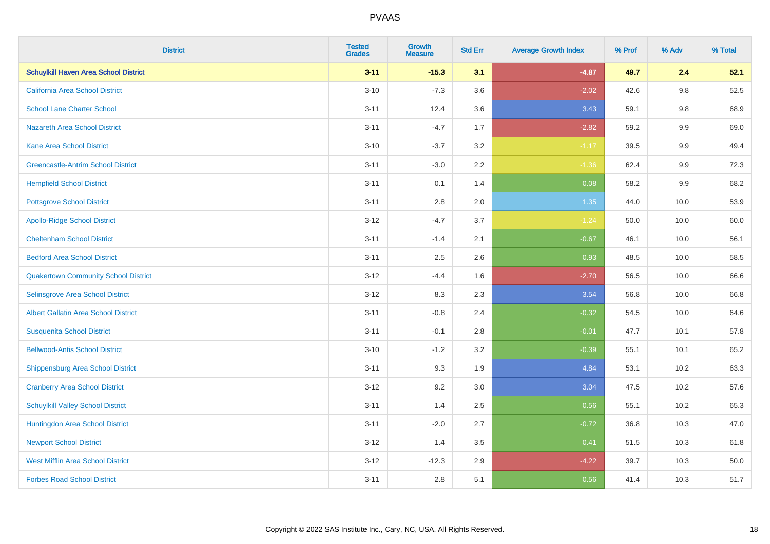| District | Tested Grades | Growth Measure | Std Err | Average Growth Index | % Prof | % Adv | % Total |
|---|---|---|---|---|---|---|---|
| **Schuylkill Haven Area School District** | **3-11** | **-15.3** | **3.1** | **-4.87** | **49.7** | **2.4** | **52.1** |
| California Area School District | 3-10 | -7.3 | 3.6 | -2.02 | 42.6 | 9.8 | 52.5 |
| School Lane Charter School | 3-11 | 12.4 | 3.6 | 3.43 | 59.1 | 9.8 | 68.9 |
| Nazareth Area School District | 3-11 | -4.7 | 1.7 | -2.82 | 59.2 | 9.9 | 69.0 |
| Kane Area School District | 3-10 | -3.7 | 3.2 | -1.17 | 39.5 | 9.9 | 49.4 |
| Greencastle-Antrim School District | 3-11 | -3.0 | 2.2 | -1.36 | 62.4 | 9.9 | 72.3 |
| Hempfield School District | 3-11 | 0.1 | 1.4 | 0.08 | 58.2 | 9.9 | 68.2 |
| Pottsgrove School District | 3-11 | 2.8 | 2.0 | 1.35 | 44.0 | 10.0 | 53.9 |
| Apollo-Ridge School District | 3-12 | -4.7 | 3.7 | -1.24 | 50.0 | 10.0 | 60.0 |
| Cheltenham School District | 3-11 | -1.4 | 2.1 | -0.67 | 46.1 | 10.0 | 56.1 |
| Bedford Area School District | 3-11 | 2.5 | 2.6 | 0.93 | 48.5 | 10.0 | 58.5 |
| Quakertown Community School District | 3-12 | -4.4 | 1.6 | -2.70 | 56.5 | 10.0 | 66.6 |
| Selinsgrove Area School District | 3-12 | 8.3 | 2.3 | 3.54 | 56.8 | 10.0 | 66.8 |
| Albert Gallatin Area School District | 3-11 | -0.8 | 2.4 | -0.32 | 54.5 | 10.0 | 64.6 |
| Susquenita School District | 3-11 | -0.1 | 2.8 | -0.01 | 47.7 | 10.1 | 57.8 |
| Bellwood-Antis School District | 3-10 | -1.2 | 3.2 | -0.39 | 55.1 | 10.1 | 65.2 |
| Shippensburg Area School District | 3-11 | 9.3 | 1.9 | 4.84 | 53.1 | 10.2 | 63.3 |
| Cranberry Area School District | 3-12 | 9.2 | 3.0 | 3.04 | 47.5 | 10.2 | 57.6 |
| Schuylkill Valley School District | 3-11 | 1.4 | 2.5 | 0.56 | 55.1 | 10.2 | 65.3 |
| Huntingdon Area School District | 3-11 | -2.0 | 2.7 | -0.72 | 36.8 | 10.3 | 47.0 |
| Newport School District | 3-12 | 1.4 | 3.5 | 0.41 | 51.5 | 10.3 | 61.8 |
| West Mifflin Area School District | 3-12 | -12.3 | 2.9 | -4.22 | 39.7 | 10.3 | 50.0 |
| Forbes Road School District | 3-11 | 2.8 | 5.1 | 0.56 | 41.4 | 10.3 | 51.7 |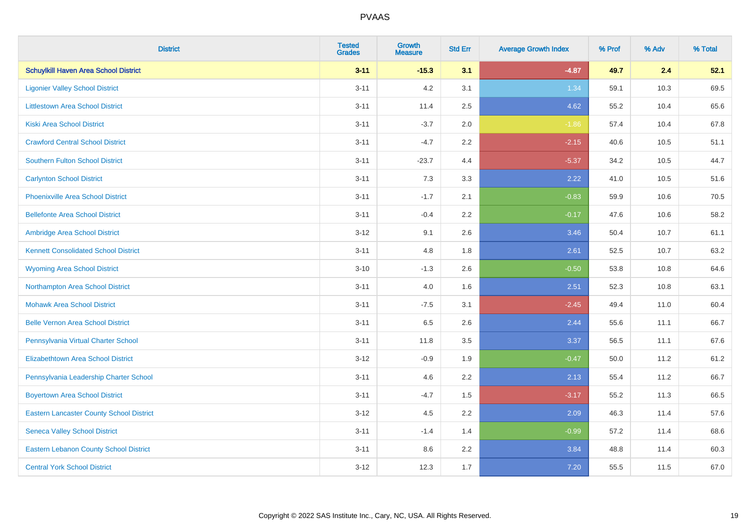# PVAAS

| District | Tested Grades | Growth Measure | Std Err | Average Growth Index | % Prof | % Adv | % Total |
|---|---|---|---|---|---|---|---|
| **Schuylkill Haven Area School District** | **3-11** | **-15.3** | **3.1** | **-4.87** | **49.7** | **2.4** | **52.1** |
| Ligonier Valley School District | 3-11 | 4.2 | 3.1 | 1.34 | 59.1 | 10.3 | 69.5 |
| Littlestown Area School District | 3-11 | 11.4 | 2.5 | 4.62 | 55.2 | 10.4 | 65.6 |
| Kiski Area School District | 3-11 | -3.7 | 2.0 | -1.86 | 57.4 | 10.4 | 67.8 |
| Crawford Central School District | 3-11 | -4.7 | 2.2 | -2.15 | 40.6 | 10.5 | 51.1 |
| Southern Fulton School District | 3-11 | -23.7 | 4.4 | -5.37 | 34.2 | 10.5 | 44.7 |
| Carlynton School District | 3-11 | 7.3 | 3.3 | 2.22 | 41.0 | 10.5 | 51.6 |
| Phoenixville Area School District | 3-11 | -1.7 | 2.1 | -0.83 | 59.9 | 10.6 | 70.5 |
| Bellefonte Area School District | 3-11 | -0.4 | 2.2 | -0.17 | 47.6 | 10.6 | 58.2 |
| Ambridge Area School District | 3-12 | 9.1 | 2.6 | 3.46 | 50.4 | 10.7 | 61.1 |
| Kennett Consolidated School District | 3-11 | 4.8 | 1.8 | 2.61 | 52.5 | 10.7 | 63.2 |
| Wyoming Area School District | 3-10 | -1.3 | 2.6 | -0.50 | 53.8 | 10.8 | 64.6 |
| Northampton Area School District | 3-11 | 4.0 | 1.6 | 2.51 | 52.3 | 10.8 | 63.1 |
| Mohawk Area School District | 3-11 | -7.5 | 3.1 | -2.45 | 49.4 | 11.0 | 60.4 |
| Belle Vernon Area School District | 3-11 | 6.5 | 2.6 | 2.44 | 55.6 | 11.1 | 66.7 |
| Pennsylvania Virtual Charter School | 3-11 | 11.8 | 3.5 | 3.37 | 56.5 | 11.1 | 67.6 |
| Elizabethtown Area School District | 3-12 | -0.9 | 1.9 | -0.47 | 50.0 | 11.2 | 61.2 |
| Pennsylvania Leadership Charter School | 3-11 | 4.6 | 2.2 | 2.13 | 55.4 | 11.2 | 66.7 |
| Boyertown Area School District | 3-11 | -4.7 | 1.5 | -3.17 | 55.2 | 11.3 | 66.5 |
| Eastern Lancaster County School District | 3-12 | 4.5 | 2.2 | 2.09 | 46.3 | 11.4 | 57.6 |
| Seneca Valley School District | 3-11 | -1.4 | 1.4 | -0.99 | 57.2 | 11.4 | 68.6 |
| Eastern Lebanon County School District | 3-11 | 8.6 | 2.2 | 3.84 | 48.8 | 11.4 | 60.3 |
| Central York School District | 3-12 | 12.3 | 1.7 | 7.20 | 55.5 | 11.5 | 67.0 |

Copyright © 2022 SAS Institute Inc., Cary, NC, USA. All Rights Reserved.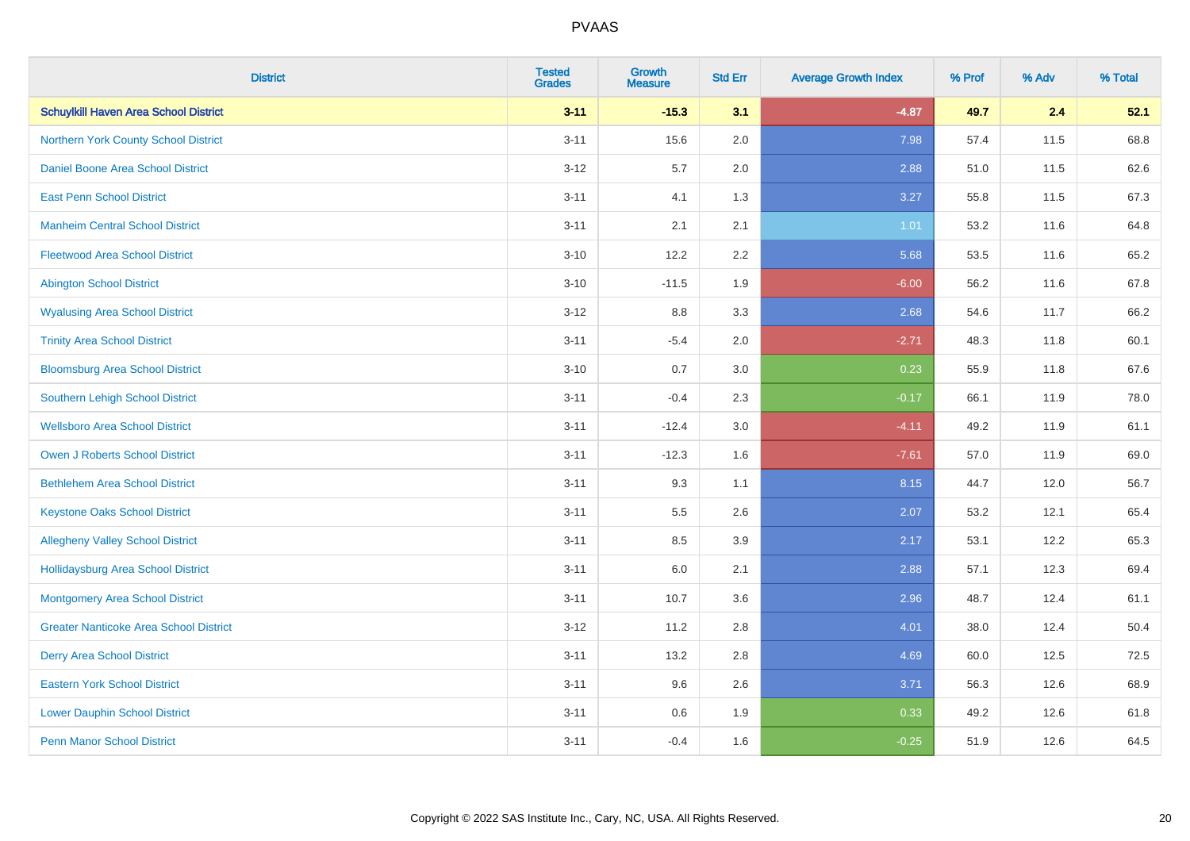# PVAAS

| District | Tested Grades | Growth Measure | Std Err | Average Growth Index | % Prof | % Adv | % Total |
|---|---|---|---|---|---|---|---|
| **Schuylkill Haven Area School District** | **3-11** | **-15.3** | **3.1** | **-4.87** | **49.7** | **2.4** | **52.1** |
| Northern York County School District | 3-11 | 15.6 | 2.0 | 7.98 | 57.4 | 11.5 | 68.8 |
| Daniel Boone Area School District | 3-12 | 5.7 | 2.0 | 2.88 | 51.0 | 11.5 | 62.6 |
| East Penn School District | 3-11 | 4.1 | 1.3 | 3.27 | 55.8 | 11.5 | 67.3 |
| Manheim Central School District | 3-11 | 2.1 | 2.1 | 1.01 | 53.2 | 11.6 | 64.8 |
| Fleetwood Area School District | 3-10 | 12.2 | 2.2 | 5.68 | 53.5 | 11.6 | 65.2 |
| Abington School District | 3-10 | -11.5 | 1.9 | -6.00 | 56.2 | 11.6 | 67.8 |
| Wyalusing Area School District | 3-12 | 8.8 | 3.3 | 2.68 | 54.6 | 11.7 | 66.2 |
| Trinity Area School District | 3-11 | -5.4 | 2.0 | -2.71 | 48.3 | 11.8 | 60.1 |
| Bloomsburg Area School District | 3-10 | 0.7 | 3.0 | 0.23 | 55.9 | 11.8 | 67.6 |
| Southern Lehigh School District | 3-11 | -0.4 | 2.3 | -0.17 | 66.1 | 11.9 | 78.0 |
| Wellsboro Area School District | 3-11 | -12.4 | 3.0 | -4.11 | 49.2 | 11.9 | 61.1 |
| Owen J Roberts School District | 3-11 | -12.3 | 1.6 | -7.61 | 57.0 | 11.9 | 69.0 |
| Bethlehem Area School District | 3-11 | 9.3 | 1.1 | 8.15 | 44.7 | 12.0 | 56.7 |
| Keystone Oaks School District | 3-11 | 5.5 | 2.6 | 2.07 | 53.2 | 12.1 | 65.4 |
| Allegheny Valley School District | 3-11 | 8.5 | 3.9 | 2.17 | 53.1 | 12.2 | 65.3 |
| Hollidaysburg Area School District | 3-11 | 6.0 | 2.1 | 2.88 | 57.1 | 12.3 | 69.4 |
| Montgomery Area School District | 3-11 | 10.7 | 3.6 | 2.96 | 48.7 | 12.4 | 61.1 |
| Greater Nanticoke Area School District | 3-12 | 11.2 | 2.8 | 4.01 | 38.0 | 12.4 | 50.4 |
| Derry Area School District | 3-11 | 13.2 | 2.8 | 4.69 | 60.0 | 12.5 | 72.5 |
| Eastern York School District | 3-11 | 9.6 | 2.6 | 3.71 | 56.3 | 12.6 | 68.9 |
| Lower Dauphin School District | 3-11 | 0.6 | 1.9 | 0.33 | 49.2 | 12.6 | 61.8 |
| Penn Manor School District | 3-11 | -0.4 | 1.6 | -0.25 | 51.9 | 12.6 | 64.5 |

Copyright © 2022 SAS Institute Inc., Cary, NC, USA. All Rights Reserved.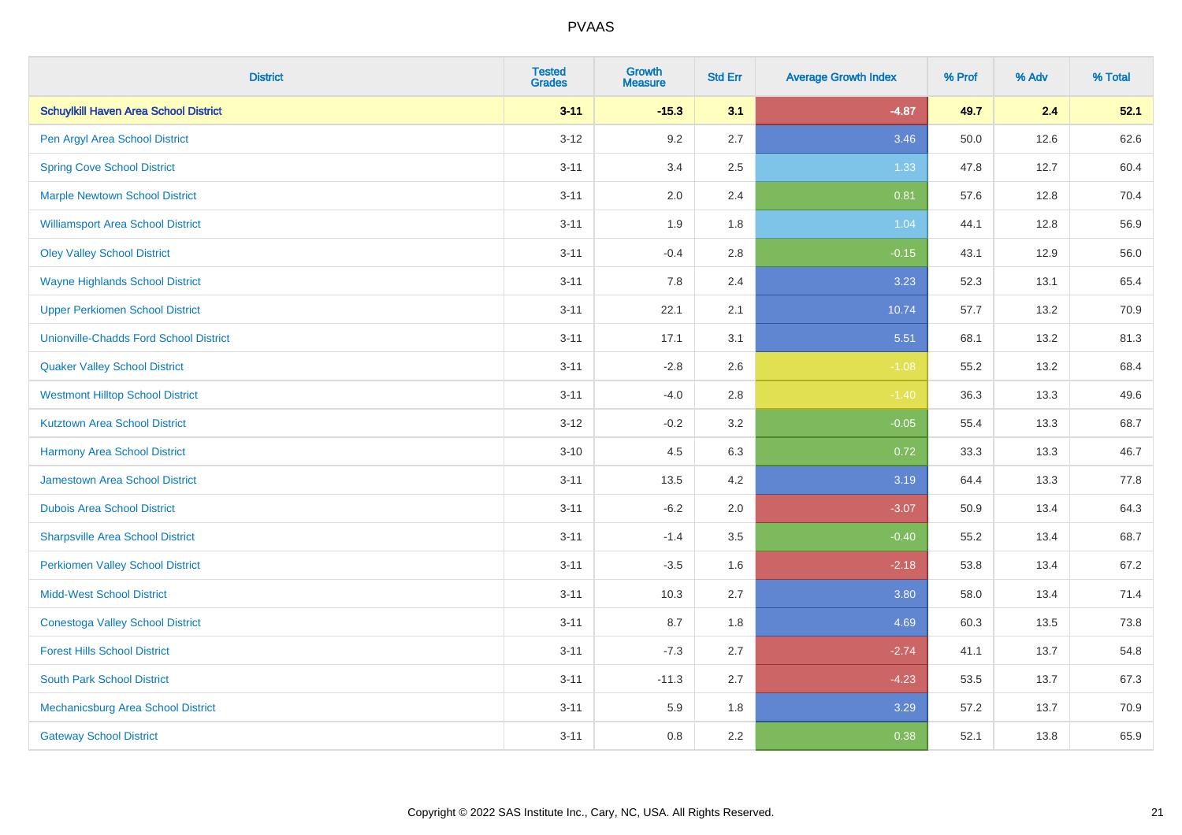| District | Tested Grades | Growth Measure | Std Err | Average Growth Index | % Prof | % Adv | % Total |
|---|---|---|---|---|---|---|---|
| **Schuylkill Haven Area School District** | **3-11** | **-15.3** | **3.1** | **-4.87** | **49.7** | **2.4** | **52.1** |
| Pen Argyl Area School District | 3-12 | 9.2 | 2.7 | 3.46 | 50.0 | 12.6 | 62.6 |
| Spring Cove School District | 3-11 | 3.4 | 2.5 | 1.33 | 47.8 | 12.7 | 60.4 |
| Marple Newtown School District | 3-11 | 2.0 | 2.4 | 0.81 | 57.6 | 12.8 | 70.4 |
| Williamsport Area School District | 3-11 | 1.9 | 1.8 | 1.04 | 44.1 | 12.8 | 56.9 |
| Oley Valley School District | 3-11 | -0.4 | 2.8 | -0.15 | 43.1 | 12.9 | 56.0 |
| Wayne Highlands School District | 3-11 | 7.8 | 2.4 | 3.23 | 52.3 | 13.1 | 65.4 |
| Upper Perkiomen School District | 3-11 | 22.1 | 2.1 | 10.74 | 57.7 | 13.2 | 70.9 |
| Unionville-Chadds Ford School District | 3-11 | 17.1 | 3.1 | 5.51 | 68.1 | 13.2 | 81.3 |
| Quaker Valley School District | 3-11 | -2.8 | 2.6 | -1.08 | 55.2 | 13.2 | 68.4 |
| Westmont Hilltop School District | 3-11 | -4.0 | 2.8 | -1.40 | 36.3 | 13.3 | 49.6 |
| Kutztown Area School District | 3-12 | -0.2 | 3.2 | -0.05 | 55.4 | 13.3 | 68.7 |
| Harmony Area School District | 3-10 | 4.5 | 6.3 | 0.72 | 33.3 | 13.3 | 46.7 |
| Jamestown Area School District | 3-11 | 13.5 | 4.2 | 3.19 | 64.4 | 13.3 | 77.8 |
| Dubois Area School District | 3-11 | -6.2 | 2.0 | -3.07 | 50.9 | 13.4 | 64.3 |
| Sharpsville Area School District | 3-11 | -1.4 | 3.5 | -0.40 | 55.2 | 13.4 | 68.7 |
| Perkiomen Valley School District | 3-11 | -3.5 | 1.6 | -2.18 | 53.8 | 13.4 | 67.2 |
| Midd-West School District | 3-11 | 10.3 | 2.7 | 3.80 | 58.0 | 13.4 | 71.4 |
| Conestoga Valley School District | 3-11 | 8.7 | 1.8 | 4.69 | 60.3 | 13.5 | 73.8 |
| Forest Hills School District | 3-11 | -7.3 | 2.7 | -2.74 | 41.1 | 13.7 | 54.8 |
| South Park School District | 3-11 | -11.3 | 2.7 | -4.23 | 53.5 | 13.7 | 67.3 |
| Mechanicsburg Area School District | 3-11 | 5.9 | 1.8 | 3.29 | 57.2 | 13.7 | 70.9 |
| Gateway School District | 3-11 | 0.8 | 2.2 | 0.38 | 52.1 | 13.8 | 65.9 |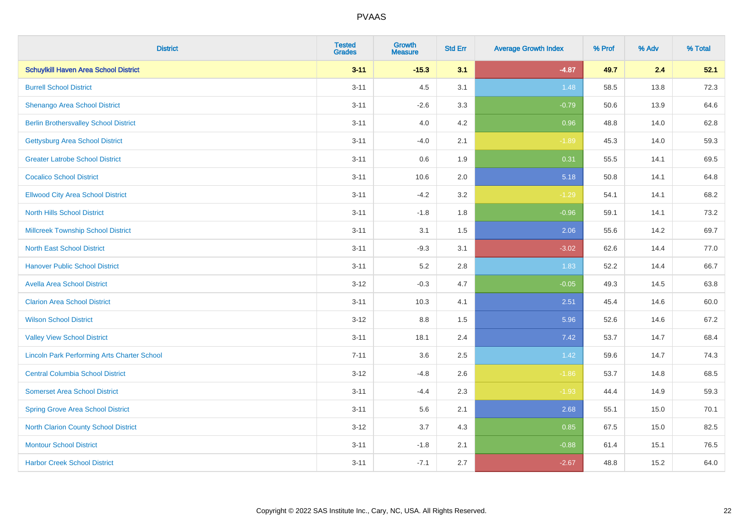| District | Tested Grades | Growth Measure | Std Err | Average Growth Index | % Prof | % Adv | % Total |
|---|---|---|---|---|---|---|---|
| **Schuylkill Haven Area School District** | **3-11** | **-15.3** | **3.1** | **-4.87** | **49.7** | **2.4** | **52.1** |
| Burrell School District | 3-11 | 4.5 | 3.1 | 1.48 | 58.5 | 13.8 | 72.3 |
| Shenango Area School District | 3-11 | -2.6 | 3.3 | -0.79 | 50.6 | 13.9 | 64.6 |
| Berlin Brothersvalley School District | 3-11 | 4.0 | 4.2 | 0.96 | 48.8 | 14.0 | 62.8 |
| Gettysburg Area School District | 3-11 | -4.0 | 2.1 | -1.89 | 45.3 | 14.0 | 59.3 |
| Greater Latrobe School District | 3-11 | 0.6 | 1.9 | 0.31 | 55.5 | 14.1 | 69.5 |
| Cocalico School District | 3-11 | 10.6 | 2.0 | 5.18 | 50.8 | 14.1 | 64.8 |
| Ellwood City Area School District | 3-11 | -4.2 | 3.2 | -1.29 | 54.1 | 14.1 | 68.2 |
| North Hills School District | 3-11 | -1.8 | 1.8 | -0.96 | 59.1 | 14.1 | 73.2 |
| Millcreek Township School District | 3-11 | 3.1 | 1.5 | 2.06 | 55.6 | 14.2 | 69.7 |
| North East School District | 3-11 | -9.3 | 3.1 | -3.02 | 62.6 | 14.4 | 77.0 |
| Hanover Public School District | 3-11 | 5.2 | 2.8 | 1.83 | 52.2 | 14.4 | 66.7 |
| Avella Area School District | 3-12 | -0.3 | 4.7 | -0.05 | 49.3 | 14.5 | 63.8 |
| Clarion Area School District | 3-11 | 10.3 | 4.1 | 2.51 | 45.4 | 14.6 | 60.0 |
| Wilson School District | 3-12 | 8.8 | 1.5 | 5.96 | 52.6 | 14.6 | 67.2 |
| Valley View School District | 3-11 | 18.1 | 2.4 | 7.42 | 53.7 | 14.7 | 68.4 |
| Lincoln Park Performing Arts Charter School | 7-11 | 3.6 | 2.5 | 1.42 | 59.6 | 14.7 | 74.3 |
| Central Columbia School District | 3-12 | -4.8 | 2.6 | -1.86 | 53.7 | 14.8 | 68.5 |
| Somerset Area School District | 3-11 | -4.4 | 2.3 | -1.93 | 44.4 | 14.9 | 59.3 |
| Spring Grove Area School District | 3-11 | 5.6 | 2.1 | 2.68 | 55.1 | 15.0 | 70.1 |
| North Clarion County School District | 3-12 | 3.7 | 4.3 | 0.85 | 67.5 | 15.0 | 82.5 |
| Montour School District | 3-11 | -1.8 | 2.1 | -0.88 | 61.4 | 15.1 | 76.5 |
| Harbor Creek School District | 3-11 | -7.1 | 2.7 | -2.67 | 48.8 | 15.2 | 64.0 |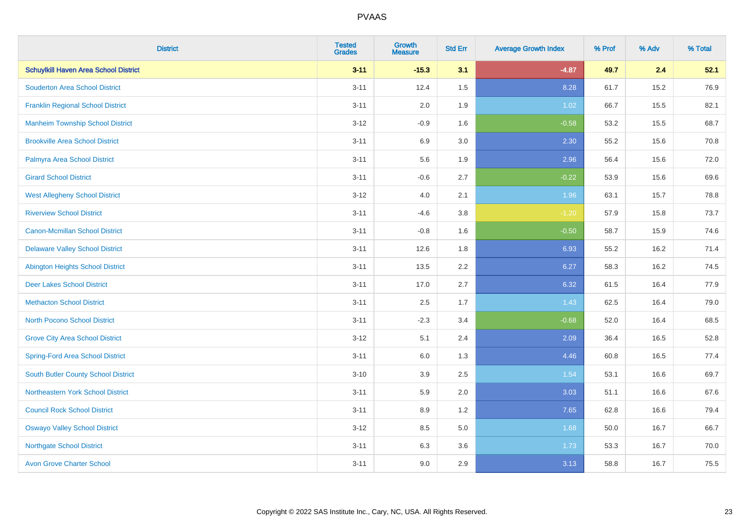| District | Tested Grades | Growth Measure | Std Err | Average Growth Index | % Prof | % Adv | % Total |
|---|---|---|---|---|---|---|---|
| **Schuylkill Haven Area School District** | **3-11** | **-15.3** | **3.1** | **-4.87** | **49.7** | **2.4** | **52.1** |
| Souderton Area School District | 3-11 | 12.4 | 1.5 | 8.28 | 61.7 | 15.2 | 76.9 |
| Franklin Regional School District | 3-11 | 2.0 | 1.9 | 1.02 | 66.7 | 15.5 | 82.1 |
| Manheim Township School District | 3-12 | -0.9 | 1.6 | -0.58 | 53.2 | 15.5 | 68.7 |
| Brookville Area School District | 3-11 | 6.9 | 3.0 | 2.30 | 55.2 | 15.6 | 70.8 |
| Palmyra Area School District | 3-11 | 5.6 | 1.9 | 2.96 | 56.4 | 15.6 | 72.0 |
| Girard School District | 3-11 | -0.6 | 2.7 | -0.22 | 53.9 | 15.6 | 69.6 |
| West Allegheny School District | 3-12 | 4.0 | 2.1 | 1.96 | 63.1 | 15.7 | 78.8 |
| Riverview School District | 3-11 | -4.6 | 3.8 | -1.20 | 57.9 | 15.8 | 73.7 |
| Canon-Mcmillan School District | 3-11 | -0.8 | 1.6 | -0.50 | 58.7 | 15.9 | 74.6 |
| Delaware Valley School District | 3-11 | 12.6 | 1.8 | 6.93 | 55.2 | 16.2 | 71.4 |
| Abington Heights School District | 3-11 | 13.5 | 2.2 | 6.27 | 58.3 | 16.2 | 74.5 |
| Deer Lakes School District | 3-11 | 17.0 | 2.7 | 6.32 | 61.5 | 16.4 | 77.9 |
| Methacton School District | 3-11 | 2.5 | 1.7 | 1.43 | 62.5 | 16.4 | 79.0 |
| North Pocono School District | 3-11 | -2.3 | 3.4 | -0.68 | 52.0 | 16.4 | 68.5 |
| Grove City Area School District | 3-12 | 5.1 | 2.4 | 2.09 | 36.4 | 16.5 | 52.8 |
| Spring-Ford Area School District | 3-11 | 6.0 | 1.3 | 4.46 | 60.8 | 16.5 | 77.4 |
| South Butler County School District | 3-10 | 3.9 | 2.5 | 1.54 | 53.1 | 16.6 | 69.7 |
| Northeastern York School District | 3-11 | 5.9 | 2.0 | 3.03 | 51.1 | 16.6 | 67.6 |
| Council Rock School District | 3-11 | 8.9 | 1.2 | 7.65 | 62.8 | 16.6 | 79.4 |
| Oswayo Valley School District | 3-12 | 8.5 | 5.0 | 1.68 | 50.0 | 16.7 | 66.7 |
| Northgate School District | 3-11 | 6.3 | 3.6 | 1.73 | 53.3 | 16.7 | 70.0 |
| Avon Grove Charter School | 3-11 | 9.0 | 2.9 | 3.13 | 58.8 | 16.7 | 75.5 |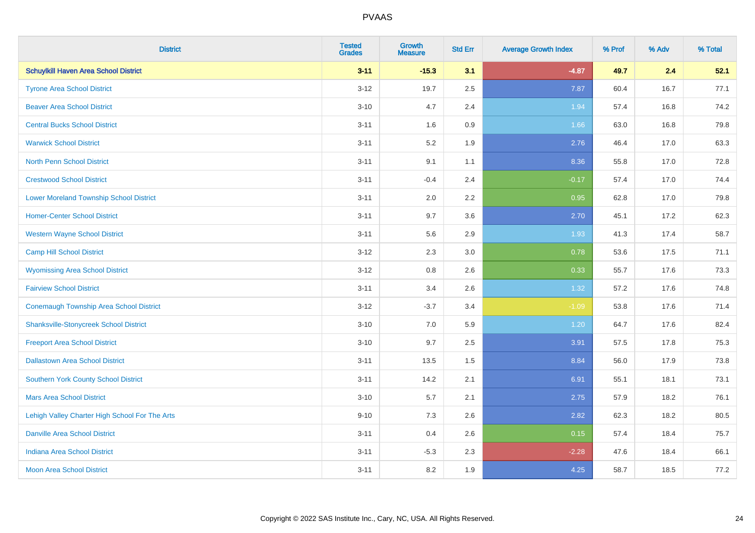| District | Tested Grades | Growth Measure | Std Err | Average Growth Index | % Prof | % Adv | % Total |
|---|---|---|---|---|---|---|---|
| **Schuylkill Haven Area School District** | **3-11** | **-15.3** | **3.1** | **-4.87** | **49.7** | **2.4** | **52.1** |
| Tyrone Area School District | 3-12 | 19.7 | 2.5 | 7.87 | 60.4 | 16.7 | 77.1 |
| Beaver Area School District | 3-10 | 4.7 | 2.4 | 1.94 | 57.4 | 16.8 | 74.2 |
| Central Bucks School District | 3-11 | 1.6 | 0.9 | 1.66 | 63.0 | 16.8 | 79.8 |
| Warwick School District | 3-11 | 5.2 | 1.9 | 2.76 | 46.4 | 17.0 | 63.3 |
| North Penn School District | 3-11 | 9.1 | 1.1 | 8.36 | 55.8 | 17.0 | 72.8 |
| Crestwood School District | 3-11 | -0.4 | 2.4 | -0.17 | 57.4 | 17.0 | 74.4 |
| Lower Moreland Township School District | 3-11 | 2.0 | 2.2 | 0.95 | 62.8 | 17.0 | 79.8 |
| Homer-Center School District | 3-11 | 9.7 | 3.6 | 2.70 | 45.1 | 17.2 | 62.3 |
| Western Wayne School District | 3-11 | 5.6 | 2.9 | 1.93 | 41.3 | 17.4 | 58.7 |
| Camp Hill School District | 3-12 | 2.3 | 3.0 | 0.78 | 53.6 | 17.5 | 71.1 |
| Wyomissing Area School District | 3-12 | 0.8 | 2.6 | 0.33 | 55.7 | 17.6 | 73.3 |
| Fairview School District | 3-11 | 3.4 | 2.6 | 1.32 | 57.2 | 17.6 | 74.8 |
| Conemaugh Township Area School District | 3-12 | -3.7 | 3.4 | -1.09 | 53.8 | 17.6 | 71.4 |
| Shanksville-Stonycreek School District | 3-10 | 7.0 | 5.9 | 1.20 | 64.7 | 17.6 | 82.4 |
| Freeport Area School District | 3-10 | 9.7 | 2.5 | 3.91 | 57.5 | 17.8 | 75.3 |
| Dallastown Area School District | 3-11 | 13.5 | 1.5 | 8.84 | 56.0 | 17.9 | 73.8 |
| Southern York County School District | 3-11 | 14.2 | 2.1 | 6.91 | 55.1 | 18.1 | 73.1 |
| Mars Area School District | 3-10 | 5.7 | 2.1 | 2.75 | 57.9 | 18.2 | 76.1 |
| Lehigh Valley Charter High School For The Arts | 9-10 | 7.3 | 2.6 | 2.82 | 62.3 | 18.2 | 80.5 |
| Danville Area School District | 3-11 | 0.4 | 2.6 | 0.15 | 57.4 | 18.4 | 75.7 |
| Indiana Area School District | 3-11 | -5.3 | 2.3 | -2.28 | 47.6 | 18.4 | 66.1 |
| Moon Area School District | 3-11 | 8.2 | 1.9 | 4.25 | 58.7 | 18.5 | 77.2 |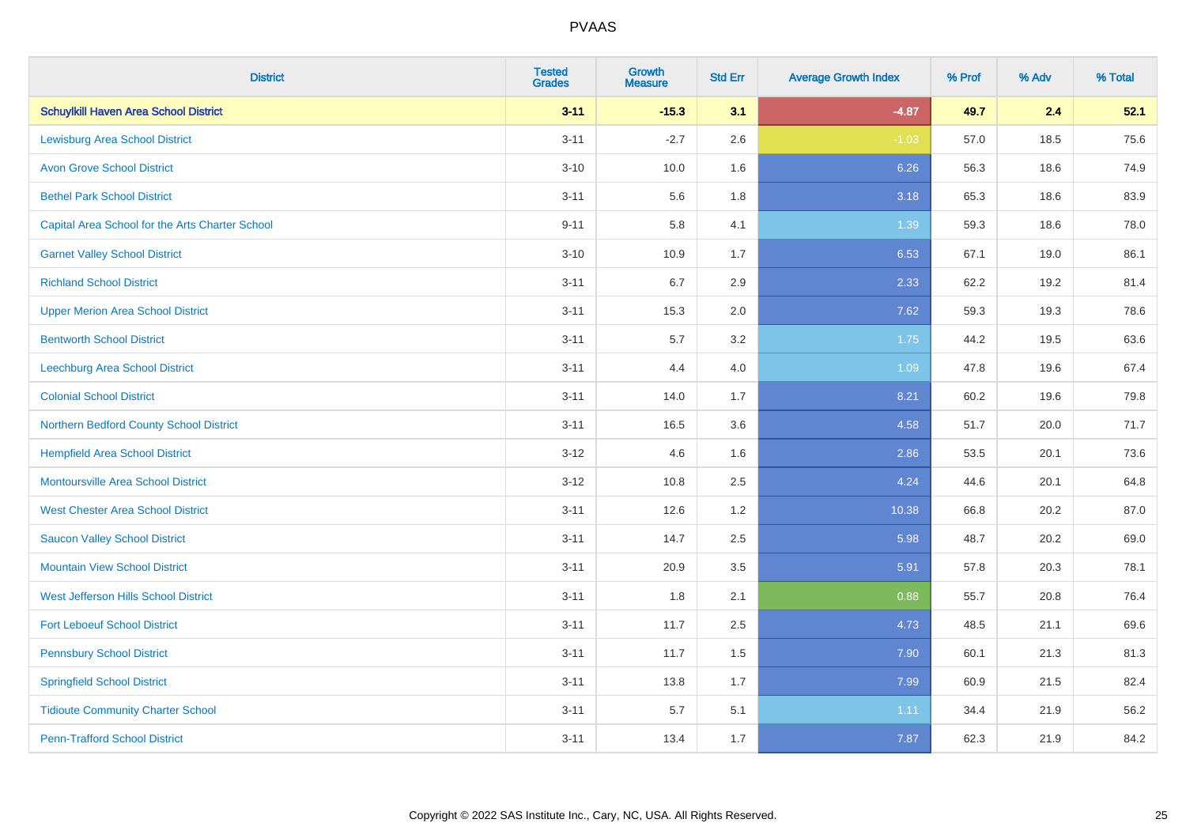# PVAAS

| District | Tested Grades | Growth Measure | Std Err | Average Growth Index | % Prof | % Adv | % Total |
|---|---|---|---|---|---|---|---|
| **Schuylkill Haven Area School District** | **3-11** | **-15.3** | **3.1** | **-4.87** | **49.7** | **2.4** | **52.1** |
| Lewisburg Area School District | 3-11 | -2.7 | 2.6 | -1.03 | 57.0 | 18.5 | 75.6 |
| Avon Grove School District | 3-10 | 10.0 | 1.6 | 6.26 | 56.3 | 18.6 | 74.9 |
| Bethel Park School District | 3-11 | 5.6 | 1.8 | 3.18 | 65.3 | 18.6 | 83.9 |
| Capital Area School for the Arts Charter School | 9-11 | 5.8 | 4.1 | 1.39 | 59.3 | 18.6 | 78.0 |
| Garnet Valley School District | 3-10 | 10.9 | 1.7 | 6.53 | 67.1 | 19.0 | 86.1 |
| Richland School District | 3-11 | 6.7 | 2.9 | 2.33 | 62.2 | 19.2 | 81.4 |
| Upper Merion Area School District | 3-11 | 15.3 | 2.0 | 7.62 | 59.3 | 19.3 | 78.6 |
| Bentworth School District | 3-11 | 5.7 | 3.2 | 1.75 | 44.2 | 19.5 | 63.6 |
| Leechburg Area School District | 3-11 | 4.4 | 4.0 | 1.09 | 47.8 | 19.6 | 67.4 |
| Colonial School District | 3-11 | 14.0 | 1.7 | 8.21 | 60.2 | 19.6 | 79.8 |
| Northern Bedford County School District | 3-11 | 16.5 | 3.6 | 4.58 | 51.7 | 20.0 | 71.7 |
| Hempfield Area School District | 3-12 | 4.6 | 1.6 | 2.86 | 53.5 | 20.1 | 73.6 |
| Montoursville Area School District | 3-12 | 10.8 | 2.5 | 4.24 | 44.6 | 20.1 | 64.8 |
| West Chester Area School District | 3-11 | 12.6 | 1.2 | 10.38 | 66.8 | 20.2 | 87.0 |
| Saucon Valley School District | 3-11 | 14.7 | 2.5 | 5.98 | 48.7 | 20.2 | 69.0 |
| Mountain View School District | 3-11 | 20.9 | 3.5 | 5.91 | 57.8 | 20.3 | 78.1 |
| West Jefferson Hills School District | 3-11 | 1.8 | 2.1 | 0.88 | 55.7 | 20.8 | 76.4 |
| Fort Leboeuf School District | 3-11 | 11.7 | 2.5 | 4.73 | 48.5 | 21.1 | 69.6 |
| Pennsbury School District | 3-11 | 11.7 | 1.5 | 7.90 | 60.1 | 21.3 | 81.3 |
| Springfield School District | 3-11 | 13.8 | 1.7 | 7.99 | 60.9 | 21.5 | 82.4 |
| Tidioute Community Charter School | 3-11 | 5.7 | 5.1 | 1.11 | 34.4 | 21.9 | 56.2 |
| Penn-Trafford School District | 3-11 | 13.4 | 1.7 | 7.87 | 62.3 | 21.9 | 84.2 |

Copyright © 2022 SAS Institute Inc., Cary, NC, USA. All Rights Reserved.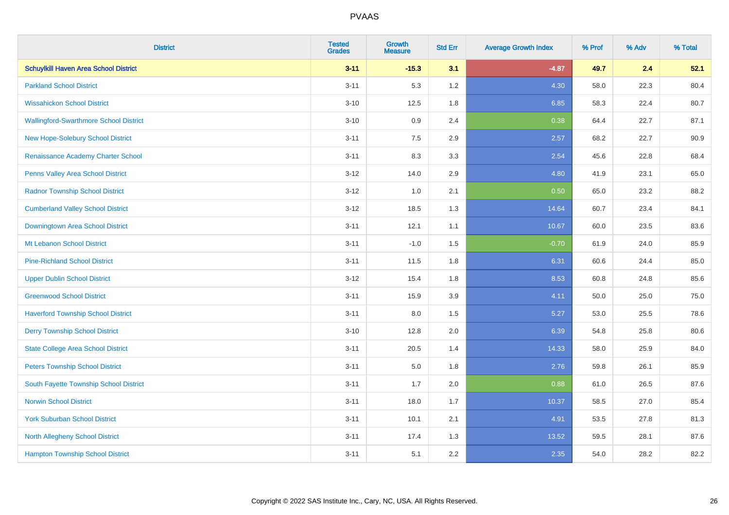PVAAS

| District | Tested Grades | Growth Measure | Std Err | Average Growth Index | % Prof | % Adv | % Total |
|---|---|---|---|---|---|---|---|
| **Schuylkill Haven Area School District** | **3-11** | **-15.3** | **3.1** | **-4.87** | **49.7** | **2.4** | **52.1** |
| Parkland School District | 3-11 | 5.3 | 1.2 | 4.30 | 58.0 | 22.3 | 80.4 |
| Wissahickon School District | 3-10 | 12.5 | 1.8 | 6.85 | 58.3 | 22.4 | 80.7 |
| Wallingford-Swarthmore School District | 3-10 | 0.9 | 2.4 | 0.38 | 64.4 | 22.7 | 87.1 |
| New Hope-Solebury School District | 3-11 | 7.5 | 2.9 | 2.57 | 68.2 | 22.7 | 90.9 |
| Renaissance Academy Charter School | 3-11 | 8.3 | 3.3 | 2.54 | 45.6 | 22.8 | 68.4 |
| Penns Valley Area School District | 3-12 | 14.0 | 2.9 | 4.80 | 41.9 | 23.1 | 65.0 |
| Radnor Township School District | 3-12 | 1.0 | 2.1 | 0.50 | 65.0 | 23.2 | 88.2 |
| Cumberland Valley School District | 3-12 | 18.5 | 1.3 | 14.64 | 60.7 | 23.4 | 84.1 |
| Downingtown Area School District | 3-11 | 12.1 | 1.1 | 10.67 | 60.0 | 23.5 | 83.6 |
| Mt Lebanon School District | 3-11 | -1.0 | 1.5 | -0.70 | 61.9 | 24.0 | 85.9 |
| Pine-Richland School District | 3-11 | 11.5 | 1.8 | 6.31 | 60.6 | 24.4 | 85.0 |
| Upper Dublin School District | 3-12 | 15.4 | 1.8 | 8.53 | 60.8 | 24.8 | 85.6 |
| Greenwood School District | 3-11 | 15.9 | 3.9 | 4.11 | 50.0 | 25.0 | 75.0 |
| Haverford Township School District | 3-11 | 8.0 | 1.5 | 5.27 | 53.0 | 25.5 | 78.6 |
| Derry Township School District | 3-10 | 12.8 | 2.0 | 6.39 | 54.8 | 25.8 | 80.6 |
| State College Area School District | 3-11 | 20.5 | 1.4 | 14.33 | 58.0 | 25.9 | 84.0 |
| Peters Township School District | 3-11 | 5.0 | 1.8 | 2.76 | 59.8 | 26.1 | 85.9 |
| South Fayette Township School District | 3-11 | 1.7 | 2.0 | 0.88 | 61.0 | 26.5 | 87.6 |
| Norwin School District | 3-11 | 18.0 | 1.7 | 10.37 | 58.5 | 27.0 | 85.4 |
| York Suburban School District | 3-11 | 10.1 | 2.1 | 4.91 | 53.5 | 27.8 | 81.3 |
| North Allegheny School District | 3-11 | 17.4 | 1.3 | 13.52 | 59.5 | 28.1 | 87.6 |
| Hampton Township School District | 3-11 | 5.1 | 2.2 | 2.35 | 54.0 | 28.2 | 82.2 |

Copyright © 2022 SAS Institute Inc., Cary, NC, USA. All Rights Reserved.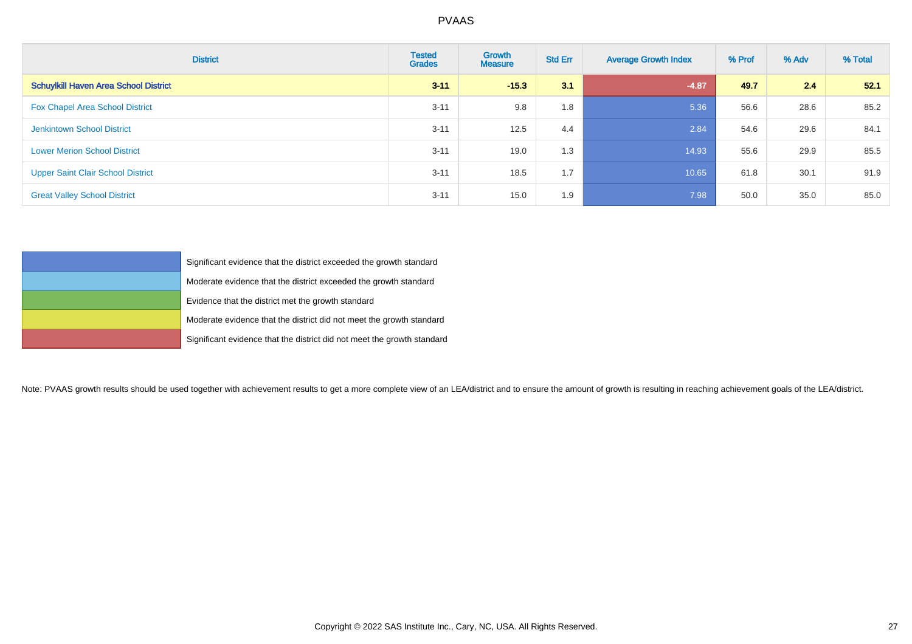PVAAS

| District | Tested Grades | Growth Measure | Std Err | Average Growth Index | % Prof | % Adv | % Total |
| --- | --- | --- | --- | --- | --- | --- | --- |
| **Schuylkill Haven Area School District** | **3-11** | **-15.3** | **3.1** | **-4.87** | **49.7** | **2.4** | **52.1** |
| Fox Chapel Area School District | 3-11 | 9.8 | 1.8 | 5.36 | 56.6 | 28.6 | 85.2 |
| Jenkintown School District | 3-11 | 12.5 | 4.4 | 2.84 | 54.6 | 29.6 | 84.1 |
| Lower Merion School District | 3-11 | 19.0 | 1.3 | 14.93 | 55.6 | 29.9 | 85.5 |
| Upper Saint Clair School District | 3-11 | 18.5 | 1.7 | 10.65 | 61.8 | 30.1 | 91.9 |
| Great Valley School District | 3-11 | 15.0 | 1.9 | 7.98 | 50.0 | 35.0 | 85.0 |

- Significant evidence that the district exceeded the growth standard
- Moderate evidence that the district exceeded the growth standard
- Evidence that the district met the growth standard
- Moderate evidence that the district did not meet the growth standard
- Significant evidence that the district did not meet the growth standard

Note: PVAAS growth results should be used together with achievement results to get a more complete view of an LEA/district and to ensure the amount of growth is resulting in reaching achievement goals of the LEA/district.

Copyright © 2022 SAS Institute Inc., Cary, NC, USA. All Rights Reserved.